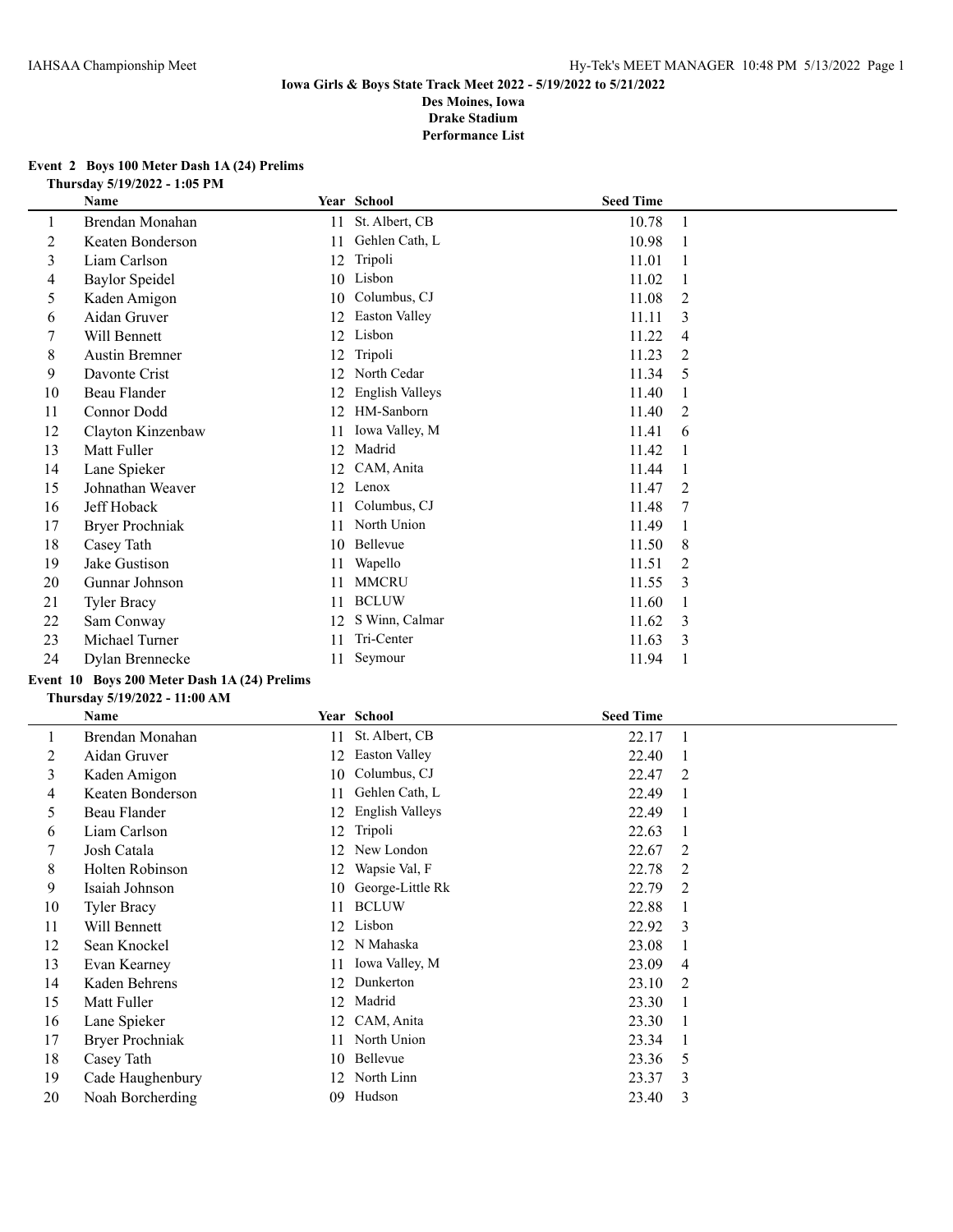IAHSAA Championship Meet

Hy-Tek's MEET MANAGER 10:48 PM 5/13/2022

**Iowa Girls & Boys State Track Meet 2022 - 5/19/2022 to 5/21/2022**
**Des Moines, Iowa**
**Drake Stadium**
**Performance List**

### Event 2 Boys 100 Meter Dash 1A (24) Prelims

**Thursday 5/19/2022 - 1:05 PM**

| | Name | Year | School | Seed Time | |
|---|---|---|---|---|---|
| 1 | Brendan Monahan | 11 | St. Albert, CB | 10.78 | 1 |
| 2 | Keaten Bonderson | 11 | Gehlen Cath, L | 10.98 | 1 |
| 3 | Liam Carlson | 12 | Tripoli | 11.01 | 1 |
| 4 | Baylor Speidel | 10 | Lisbon | 11.02 | 1 |
| 5 | Kaden Amigon | 10 | Columbus, CJ | 11.08 | 2 |
| 6 | Aidan Gruver | 12 | Easton Valley | 11.11 | 3 |
| 7 | Will Bennett | 12 | Lisbon | 11.22 | 4 |
| 8 | Austin Bremner | 12 | Tripoli | 11.23 | 2 |
| 9 | Davonte Crist | 12 | North Cedar | 11.34 | 5 |
| 10 | Beau Flander | 12 | English Valleys | 11.40 | 1 |
| 11 | Connor Dodd | 12 | HM-Sanborn | 11.40 | 2 |
| 12 | Clayton Kinzenbaw | 11 | Iowa Valley, M | 11.41 | 6 |
| 13 | Matt Fuller | 12 | Madrid | 11.42 | 1 |
| 14 | Lane Spieker | 12 | CAM, Anita | 11.44 | 1 |
| 15 | Johnathan Weaver | 12 | Lenox | 11.47 | 2 |
| 16 | Jeff Hoback | 11 | Columbus, CJ | 11.48 | 7 |
| 17 | Bryer Prochniak | 11 | North Union | 11.49 | 1 |
| 18 | Casey Tath | 10 | Bellevue | 11.50 | 8 |
| 19 | Jake Gustison | 11 | Wapello | 11.51 | 2 |
| 20 | Gunnar Johnson | 11 | MMCRU | 11.55 | 3 |
| 21 | Tyler Bracy | 11 | BCLUW | 11.60 | 1 |
| 22 | Sam Conway | 12 | S Winn, Calmar | 11.62 | 3 |
| 23 | Michael Turner | 11 | Tri-Center | 11.63 | 3 |
| 24 | Dylan Brennecke | 11 | Seymour | 11.94 | 1 |

### Event 10 Boys 200 Meter Dash 1A (24) Prelims

**Thursday 5/19/2022 - 11:00 AM**

| | Name | Year | School | Seed Time | |
|---|---|---|---|---|---|
| 1 | Brendan Monahan | 11 | St. Albert, CB | 22.17 | 1 |
| 2 | Aidan Gruver | 12 | Easton Valley | 22.40 | 1 |
| 3 | Kaden Amigon | 10 | Columbus, CJ | 22.47 | 2 |
| 4 | Keaten Bonderson | 11 | Gehlen Cath, L | 22.49 | 1 |
| 5 | Beau Flander | 12 | English Valleys | 22.49 | 1 |
| 6 | Liam Carlson | 12 | Tripoli | 22.63 | 1 |
| 7 | Josh Catala | 12 | New London | 22.67 | 2 |
| 8 | Holten Robinson | 12 | Wapsie Val, F | 22.78 | 2 |
| 9 | Isaiah Johnson | 10 | George-Little Rk | 22.79 | 2 |
| 10 | Tyler Bracy | 11 | BCLUW | 22.88 | 1 |
| 11 | Will Bennett | 12 | Lisbon | 22.92 | 3 |
| 12 | Sean Knockel | 12 | N Mahaska | 23.08 | 1 |
| 13 | Evan Kearney | 11 | Iowa Valley, M | 23.09 | 4 |
| 14 | Kaden Behrens | 12 | Dunkerton | 23.10 | 2 |
| 15 | Matt Fuller | 12 | Madrid | 23.30 | 1 |
| 16 | Lane Spieker | 12 | CAM, Anita | 23.30 | 1 |
| 17 | Bryer Prochniak | 11 | North Union | 23.34 | 1 |
| 18 | Casey Tath | 10 | Bellevue | 23.36 | 5 |
| 19 | Cade Haughenbury | 12 | North Linn | 23.37 | 3 |
| 20 | Noah Borcherding | 09 | Hudson | 23.40 | 3 |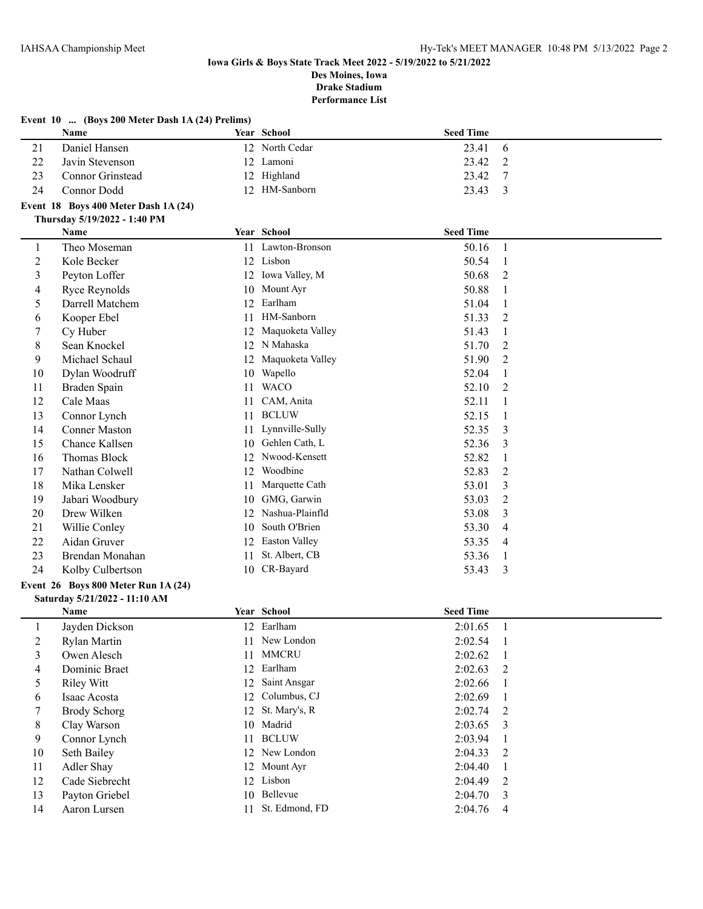# Iowa Girls & Boys State Track Meet 2022 - 5/19/2022 to 5/21/2022

**Des Moines, Iowa**
**Drake Stadium**
**Performance List**

### Event 10 ... (Boys 200 Meter Dash 1A (24) Prelims)

| | Name | Year | School | Seed Time | |
|---|---|---|---|---|---|
| 21 | Daniel Hansen | 12 | North Cedar | 23.41 | 6 |
| 22 | Javin Stevenson | 12 | Lamoni | 23.42 | 2 |
| 23 | Connor Grinstead | 12 | Highland | 23.42 | 7 |
| 24 | Connor Dodd | 12 | HM-Sanborn | 23.43 | 3 |

### Event 18 Boys 400 Meter Dash 1A (24)

**Thursday 5/19/2022 - 1:40 PM**

| | Name | Year | School | Seed Time | |
|---|---|---|---|---|---|
| 1 | Theo Moseman | 11 | Lawton-Bronson | 50.16 | 1 |
| 2 | Kole Becker | 12 | Lisbon | 50.54 | 1 |
| 3 | Peyton Loffer | 12 | Iowa Valley, M | 50.68 | 2 |
| 4 | Ryce Reynolds | 10 | Mount Ayr | 50.88 | 1 |
| 5 | Darrell Matchem | 12 | Earlham | 51.04 | 1 |
| 6 | Kooper Ebel | 11 | HM-Sanborn | 51.33 | 2 |
| 7 | Cy Huber | 12 | Maquoketa Valley | 51.43 | 1 |
| 8 | Sean Knockel | 12 | N Mahaska | 51.70 | 2 |
| 9 | Michael Schaul | 12 | Maquoketa Valley | 51.90 | 2 |
| 10 | Dylan Woodruff | 10 | Wapello | 52.04 | 1 |
| 11 | Braden Spain | 11 | WACO | 52.10 | 2 |
| 12 | Cale Maas | 11 | CAM, Anita | 52.11 | 1 |
| 13 | Connor Lynch | 11 | BCLUW | 52.15 | 1 |
| 14 | Conner Maston | 11 | Lynnville-Sully | 52.35 | 3 |
| 15 | Chance Kallsen | 10 | Gehlen Cath, L | 52.36 | 3 |
| 16 | Thomas Block | 12 | Nwood-Kensett | 52.82 | 1 |
| 17 | Nathan Colwell | 12 | Woodbine | 52.83 | 2 |
| 18 | Mika Lensker | 11 | Marquette Cath | 53.01 | 3 |
| 19 | Jabari Woodbury | 10 | GMG, Garwin | 53.03 | 2 |
| 20 | Drew Wilken | 12 | Nashua-Plainfld | 53.08 | 3 |
| 21 | Willie Conley | 10 | South O'Brien | 53.30 | 4 |
| 22 | Aidan Gruver | 12 | Easton Valley | 53.35 | 4 |
| 23 | Brendan Monahan | 11 | St. Albert, CB | 53.36 | 1 |
| 24 | Kolby Culbertson | 10 | CR-Bayard | 53.43 | 3 |

### Event 26 Boys 800 Meter Run 1A (24)

**Saturday 5/21/2022 - 11:10 AM**

| | Name | Year | School | Seed Time | |
|---|---|---|---|---|---|
| 1 | Jayden Dickson | 12 | Earlham | 2:01.65 | 1 |
| 2 | Rylan Martin | 11 | New London | 2:02.54 | 1 |
| 3 | Owen Alesch | 11 | MMCRU | 2:02.62 | 1 |
| 4 | Dominic Braet | 12 | Earlham | 2:02.63 | 2 |
| 5 | Riley Witt | 12 | Saint Ansgar | 2:02.66 | 1 |
| 6 | Isaac Acosta | 12 | Columbus, CJ | 2:02.69 | 1 |
| 7 | Brody Schorg | 12 | St. Mary's, R | 2:02.74 | 2 |
| 8 | Clay Warson | 10 | Madrid | 2:03.65 | 3 |
| 9 | Connor Lynch | 11 | BCLUW | 2:03.94 | 1 |
| 10 | Seth Bailey | 12 | New London | 2:04.33 | 2 |
| 11 | Adler Shay | 12 | Mount Ayr | 2:04.40 | 1 |
| 12 | Cade Siebrecht | 12 | Lisbon | 2:04.49 | 2 |
| 13 | Payton Griebel | 10 | Bellevue | 2:04.70 | 3 |
| 14 | Aaron Lursen | 11 | St. Edmond, FD | 2:04.76 | 4 |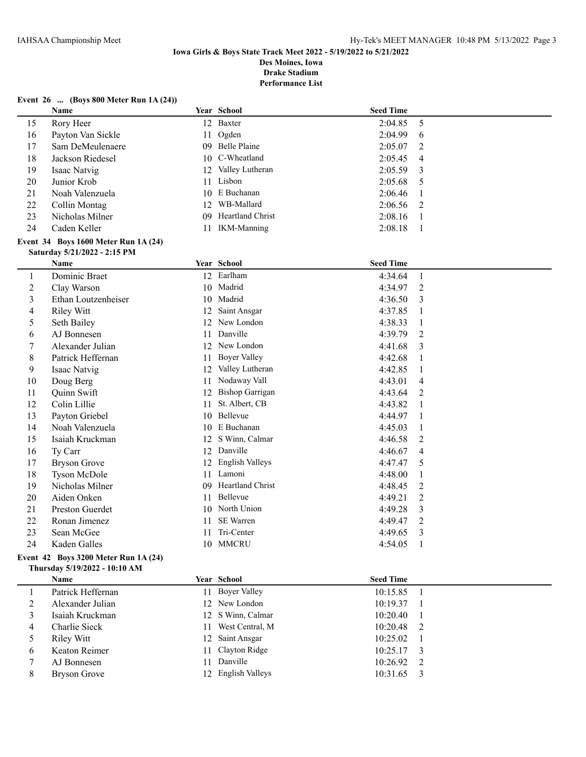**Iowa Girls & Boys State Track Meet 2022 - 5/19/2022 to 5/21/2022**
**Des Moines, Iowa**
**Drake Stadium**
**Performance List**

### Event 26 ... (Boys 800 Meter Run 1A (24))

| | Name | Year | School | Seed Time | |
|---|---|---|---|---|---|
| 15 | Rory Heer | 12 | Baxter | 2:04.85 | 5 |
| 16 | Payton Van Sickle | 11 | Ogden | 2:04.99 | 6 |
| 17 | Sam DeMeulenaere | 09 | Belle Plaine | 2:05.07 | 2 |
| 18 | Jackson Riedesel | 10 | C-Wheatland | 2:05.45 | 4 |
| 19 | Isaac Natvig | 12 | Valley Lutheran | 2:05.59 | 3 |
| 20 | Junior Krob | 11 | Lisbon | 2:05.68 | 5 |
| 21 | Noah Valenzuela | 10 | E Buchanan | 2:06.46 | 1 |
| 22 | Collin Montag | 12 | WB-Mallard | 2:06.56 | 2 |
| 23 | Nicholas Milner | 09 | Heartland Christ | 2:08.16 | 1 |
| 24 | Caden Keller | 11 | IKM-Manning | 2:08.18 | 1 |

### Event 34 Boys 1600 Meter Run 1A (24)
**Saturday 5/21/2022 - 2:15 PM**

| | Name | Year | School | Seed Time | |
|---|---|---|---|---|---|
| 1 | Dominic Braet | 12 | Earlham | 4:34.64 | 1 |
| 2 | Clay Warson | 10 | Madrid | 4:34.97 | 2 |
| 3 | Ethan Loutzenheiser | 10 | Madrid | 4:36.50 | 3 |
| 4 | Riley Witt | 12 | Saint Ansgar | 4:37.85 | 1 |
| 5 | Seth Bailey | 12 | New London | 4:38.33 | 1 |
| 6 | AJ Bonnesen | 11 | Danville | 4:39.79 | 2 |
| 7 | Alexander Julian | 12 | New London | 4:41.68 | 3 |
| 8 | Patrick Heffernan | 11 | Boyer Valley | 4:42.68 | 1 |
| 9 | Isaac Natvig | 12 | Valley Lutheran | 4:42.85 | 1 |
| 10 | Doug Berg | 11 | Nodaway Vall | 4:43.01 | 4 |
| 11 | Quinn Swift | 12 | Bishop Garrigan | 4:43.64 | 2 |
| 12 | Colin Lillie | 11 | St. Albert, CB | 4:43.82 | 1 |
| 13 | Payton Griebel | 10 | Bellevue | 4:44.97 | 1 |
| 14 | Noah Valenzuela | 10 | E Buchanan | 4:45.03 | 1 |
| 15 | Isaiah Kruckman | 12 | S Winn, Calmar | 4:46.58 | 2 |
| 16 | Ty Carr | 12 | Danville | 4:46.67 | 4 |
| 17 | Bryson Grove | 12 | English Valleys | 4:47.47 | 5 |
| 18 | Tyson McDole | 11 | Lamoni | 4:48.00 | 1 |
| 19 | Nicholas Milner | 09 | Heartland Christ | 4:48.45 | 2 |
| 20 | Aiden Onken | 11 | Bellevue | 4:49.21 | 2 |
| 21 | Preston Guerdet | 10 | North Union | 4:49.28 | 3 |
| 22 | Ronan Jimenez | 11 | SE Warren | 4:49.47 | 2 |
| 23 | Sean McGee | 11 | Tri-Center | 4:49.65 | 3 |
| 24 | Kaden Galles | 10 | MMCRU | 4:54.05 | 1 |

### Event 42 Boys 3200 Meter Run 1A (24)
**Thursday 5/19/2022 - 10:10 AM**

| | Name | Year | School | Seed Time | |
|---|---|---|---|---|---|
| 1 | Patrick Heffernan | 11 | Boyer Valley | 10:15.85 | 1 |
| 2 | Alexander Julian | 12 | New London | 10:19.37 | 1 |
| 3 | Isaiah Kruckman | 12 | S Winn, Calmar | 10:20.40 | 1 |
| 4 | Charlie Sieck | 11 | West Central, M | 10:20.48 | 2 |
| 5 | Riley Witt | 12 | Saint Ansgar | 10:25.02 | 1 |
| 6 | Keaton Reimer | 11 | Clayton Ridge | 10:25.17 | 3 |
| 7 | AJ Bonnesen | 11 | Danville | 10:26.92 | 2 |
| 8 | Bryson Grove | 12 | English Valleys | 10:31.65 | 3 |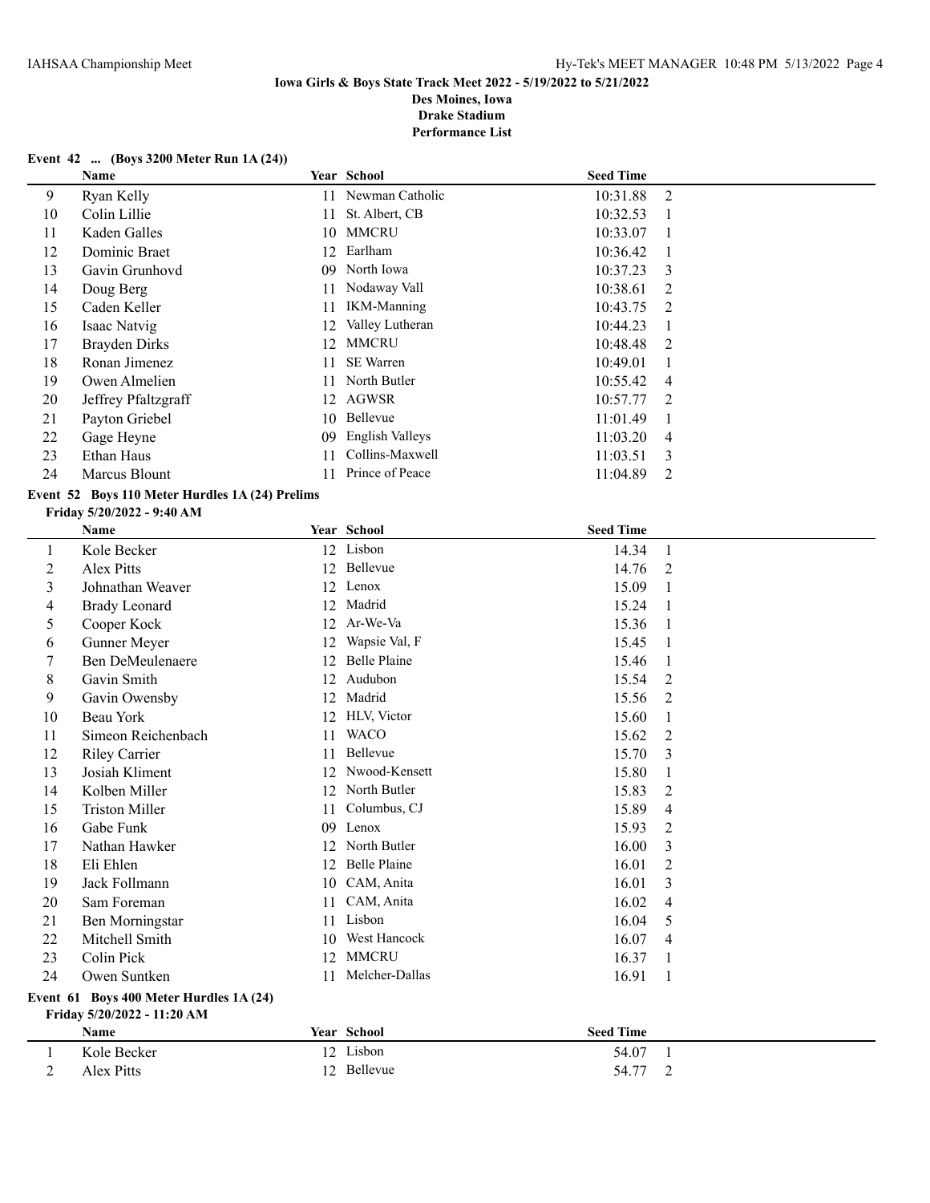**Iowa Girls & Boys State Track Meet 2022 - 5/19/2022 to 5/21/2022**
**Des Moines, Iowa**
**Drake Stadium**
**Performance List**

### Event 42 ... (Boys 3200 Meter Run 1A (24))

| | Name | Year | School | Seed Time | |
|---|---|---|---|---|---|
| 9 | Ryan Kelly | 11 | Newman Catholic | 10:31.88 | 2 |
| 10 | Colin Lillie | 11 | St. Albert, CB | 10:32.53 | 1 |
| 11 | Kaden Galles | 10 | MMCRU | 10:33.07 | 1 |
| 12 | Dominic Braet | 12 | Earlham | 10:36.42 | 1 |
| 13 | Gavin Grunhovd | 09 | North Iowa | 10:37.23 | 3 |
| 14 | Doug Berg | 11 | Nodaway Vall | 10:38.61 | 2 |
| 15 | Caden Keller | 11 | IKM-Manning | 10:43.75 | 2 |
| 16 | Isaac Natvig | 12 | Valley Lutheran | 10:44.23 | 1 |
| 17 | Brayden Dirks | 12 | MMCRU | 10:48.48 | 2 |
| 18 | Ronan Jimenez | 11 | SE Warren | 10:49.01 | 1 |
| 19 | Owen Almelien | 11 | North Butler | 10:55.42 | 4 |
| 20 | Jeffrey Pfaltzgraff | 12 | AGWSR | 10:57.77 | 2 |
| 21 | Payton Griebel | 10 | Bellevue | 11:01.49 | 1 |
| 22 | Gage Heyne | 09 | English Valleys | 11:03.20 | 4 |
| 23 | Ethan Haus | 11 | Collins-Maxwell | 11:03.51 | 3 |
| 24 | Marcus Blount | 11 | Prince of Peace | 11:04.89 | 2 |

### Event 52 Boys 110 Meter Hurdles 1A (24) Prelims

**Friday 5/20/2022 - 9:40 AM**

| | Name | Year | School | Seed Time | |
|---|---|---|---|---|---|
| 1 | Kole Becker | 12 | Lisbon | 14.34 | 1 |
| 2 | Alex Pitts | 12 | Bellevue | 14.76 | 2 |
| 3 | Johnathan Weaver | 12 | Lenox | 15.09 | 1 |
| 4 | Brady Leonard | 12 | Madrid | 15.24 | 1 |
| 5 | Cooper Kock | 12 | Ar-We-Va | 15.36 | 1 |
| 6 | Gunner Meyer | 12 | Wapsie Val, F | 15.45 | 1 |
| 7 | Ben DeMeulenaere | 12 | Belle Plaine | 15.46 | 1 |
| 8 | Gavin Smith | 12 | Audubon | 15.54 | 2 |
| 9 | Gavin Owensby | 12 | Madrid | 15.56 | 2 |
| 10 | Beau York | 12 | HLV, Victor | 15.60 | 1 |
| 11 | Simeon Reichenbach | 11 | WACO | 15.62 | 2 |
| 12 | Riley Carrier | 11 | Bellevue | 15.70 | 3 |
| 13 | Josiah Kliment | 12 | Nwood-Kensett | 15.80 | 1 |
| 14 | Kolben Miller | 12 | North Butler | 15.83 | 2 |
| 15 | Triston Miller | 11 | Columbus, CJ | 15.89 | 4 |
| 16 | Gabe Funk | 09 | Lenox | 15.93 | 2 |
| 17 | Nathan Hawker | 12 | North Butler | 16.00 | 3 |
| 18 | Eli Ehlen | 12 | Belle Plaine | 16.01 | 2 |
| 19 | Jack Follmann | 10 | CAM, Anita | 16.01 | 3 |
| 20 | Sam Foreman | 11 | CAM, Anita | 16.02 | 4 |
| 21 | Ben Morningstar | 11 | Lisbon | 16.04 | 5 |
| 22 | Mitchell Smith | 10 | West Hancock | 16.07 | 4 |
| 23 | Colin Pick | 12 | MMCRU | 16.37 | 1 |
| 24 | Owen Suntken | 11 | Melcher-Dallas | 16.91 | 1 |

### Event 61 Boys 400 Meter Hurdles 1A (24)

**Friday 5/20/2022 - 11:20 AM**

| | Name | Year | School | Seed Time | |
|---|---|---|---|---|---|
| 1 | Kole Becker | 12 | Lisbon | 54.07 | 1 |
| 2 | Alex Pitts | 12 | Bellevue | 54.77 | 2 |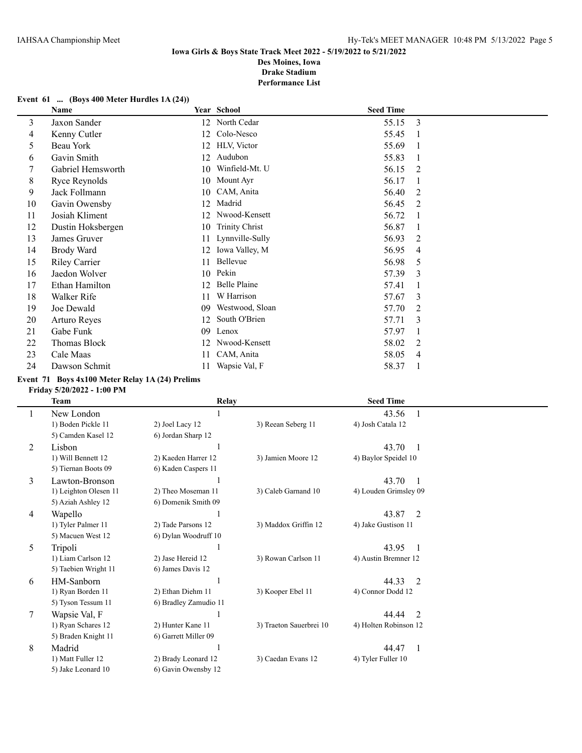### Event 61 ... (Boys 400 Meter Hurdles 1A (24))

| | Name | Year | School | Seed Time | |
|---|---|---|---|---|---|
| 3 | Jaxon Sander | 12 | North Cedar | 55.15 | 3 |
| 4 | Kenny Cutler | 12 | Colo-Nesco | 55.45 | 1 |
| 5 | Beau York | 12 | HLV, Victor | 55.69 | 1 |
| 6 | Gavin Smith | 12 | Audubon | 55.83 | 1 |
| 7 | Gabriel Hemsworth | 10 | Winfield-Mt. U | 56.15 | 2 |
| 8 | Ryce Reynolds | 10 | Mount Ayr | 56.17 | 1 |
| 9 | Jack Follmann | 10 | CAM, Anita | 56.40 | 2 |
| 10 | Gavin Owensby | 12 | Madrid | 56.45 | 2 |
| 11 | Josiah Kliment | 12 | Nwood-Kensett | 56.72 | 1 |
| 12 | Dustin Hoksbergen | 10 | Trinity Christ | 56.87 | 1 |
| 13 | James Gruver | 11 | Lynnville-Sully | 56.93 | 2 |
| 14 | Brody Ward | 12 | Iowa Valley, M | 56.95 | 4 |
| 15 | Riley Carrier | 11 | Bellevue | 56.98 | 5 |
| 16 | Jaedon Wolver | 10 | Pekin | 57.39 | 3 |
| 17 | Ethan Hamilton | 12 | Belle Plaine | 57.41 | 1 |
| 18 | Walker Rife | 11 | W Harrison | 57.67 | 3 |
| 19 | Joe Dewald | 09 | Westwood, Sloan | 57.70 | 2 |
| 20 | Arturo Reyes | 12 | South O'Brien | 57.71 | 3 |
| 21 | Gabe Funk | 09 | Lenox | 57.97 | 1 |
| 22 | Thomas Block | 12 | Nwood-Kensett | 58.02 | 2 |
| 23 | Cale Maas | 11 | CAM, Anita | 58.05 | 4 |
| 24 | Dawson Schmit | 11 | Wapsie Val, F | 58.37 | 1 |

### Event 71 Boys 4x100 Meter Relay 1A (24) Prelims

**Friday 5/20/2022 - 1:00 PM**

| | Team | Relay | | Seed Time | |
|---|---|---|---|---|---|
| 1 | New London | 1 | | 43.56 | 1 |
| | 1) Boden Pickle 11 | 2) Joel Lacy 12 | 3) Reean Seberg 11 | 4) Josh Catala 12 | |
| | 5) Camden Kasel 12 | 6) Jordan Sharp 12 | | | |
| 2 | Lisbon | 1 | | 43.70 | 1 |
| | 1) Will Bennett 12 | 2) Kaeden Harrer 12 | 3) Jamien Moore 12 | 4) Baylor Speidel 10 | |
| | 5) Tiernan Boots 09 | 6) Kaden Caspers 11 | | | |
| 3 | Lawton-Bronson | 1 | | 43.70 | 1 |
| | 1) Leighton Olesen 11 | 2) Theo Moseman 11 | 3) Caleb Garnand 10 | 4) Louden Grimsley 09 | |
| | 5) Aziah Ashley 12 | 6) Domenik Smith 09 | | | |
| 4 | Wapello | 1 | | 43.87 | 2 |
| | 1) Tyler Palmer 11 | 2) Tade Parsons 12 | 3) Maddox Griffin 12 | 4) Jake Gustison 11 | |
| | 5) Macuen West 12 | 6) Dylan Woodruff 10 | | | |
| 5 | Tripoli | 1 | | 43.95 | 1 |
| | 1) Liam Carlson 12 | 2) Jase Hereid 12 | 3) Rowan Carlson 11 | 4) Austin Bremner 12 | |
| | 5) Taebien Wright 11 | 6) James Davis 12 | | | |
| 6 | HM-Sanborn | 1 | | 44.33 | 2 |
| | 1) Ryan Borden 11 | 2) Ethan Diehm 11 | 3) Kooper Ebel 11 | 4) Connor Dodd 12 | |
| | 5) Tyson Tessum 11 | 6) Bradley Zamudio 11 | | | |
| 7 | Wapsie Val, F | 1 | | 44.44 | 2 |
| | 1) Ryan Schares 12 | 2) Hunter Kane 11 | 3) Traeton Sauerbrei 10 | 4) Holten Robinson 12 | |
| | 5) Braden Knight 11 | 6) Garrett Miller 09 | | | |
| 8 | Madrid | 1 | | 44.47 | 1 |
| | 1) Matt Fuller 12 | 2) Brady Leonard 12 | 3) Caedan Evans 12 | 4) Tyler Fuller 10 | |
| | 5) Jake Leonard 10 | 6) Gavin Owensby 12 | | | |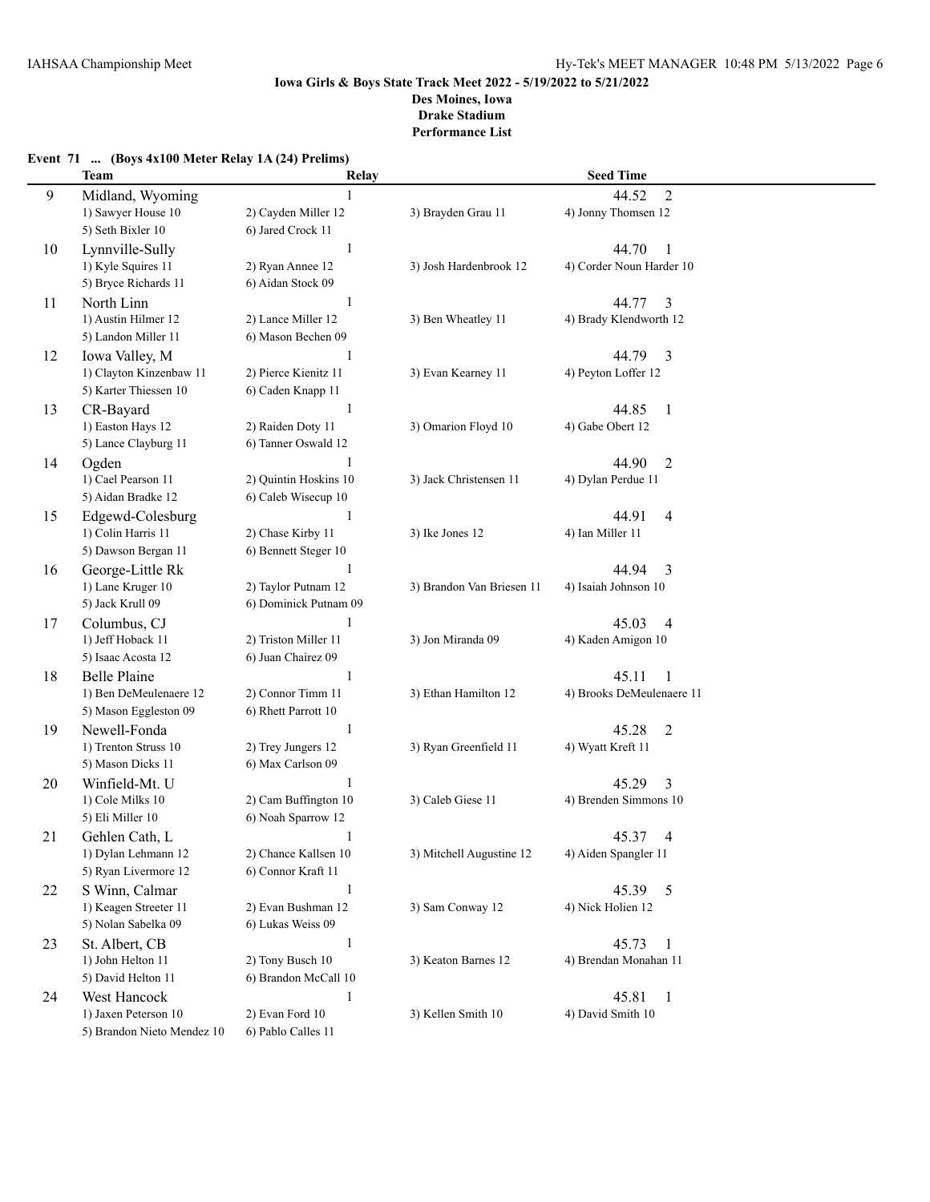**Iowa Girls & Boys State Track Meet 2022 - 5/19/2022 to 5/21/2022**
**Des Moines, Iowa**
**Drake Stadium**
**Performance List**

**Event 71 ... (Boys 4x100 Meter Relay 1A (24) Prelims)**

| | Team | Relay | | Seed Time |
|---|---|---|---|---|
| 9 | Midland, Wyoming | 1 | | 44.52 2 |
| | 1) Sawyer House 10 | 2) Cayden Miller 12 | 3) Brayden Grau 11 | 4) Jonny Thomsen 12 |
| | 5) Seth Bixler 10 | 6) Jared Crock 11 | | |
| 10 | Lynnville-Sully | 1 | | 44.70 1 |
| | 1) Kyle Squires 11 | 2) Ryan Annee 12 | 3) Josh Hardenbrook 12 | 4) Corder Noun Harder 10 |
| | 5) Bryce Richards 11 | 6) Aidan Stock 09 | | |
| 11 | North Linn | 1 | | 44.77 3 |
| | 1) Austin Hilmer 12 | 2) Lance Miller 12 | 3) Ben Wheatley 11 | 4) Brady Klendworth 12 |
| | 5) Landon Miller 11 | 6) Mason Bechen 09 | | |
| 12 | Iowa Valley, M | 1 | | 44.79 3 |
| | 1) Clayton Kinzenbaw 11 | 2) Pierce Kienitz 11 | 3) Evan Kearney 11 | 4) Peyton Loffer 12 |
| | 5) Karter Thiessen 10 | 6) Caden Knapp 11 | | |
| 13 | CR-Bayard | 1 | | 44.85 1 |
| | 1) Easton Hays 12 | 2) Raiden Doty 11 | 3) Omarion Floyd 10 | 4) Gabe Obert 12 |
| | 5) Lance Clayburg 11 | 6) Tanner Oswald 12 | | |
| 14 | Ogden | 1 | | 44.90 2 |
| | 1) Cael Pearson 11 | 2) Quintin Hoskins 10 | 3) Jack Christensen 11 | 4) Dylan Perdue 11 |
| | 5) Aidan Bradke 12 | 6) Caleb Wisecup 10 | | |
| 15 | Edgewd-Colesburg | 1 | | 44.91 4 |
| | 1) Colin Harris 11 | 2) Chase Kirby 11 | 3) Ike Jones 12 | 4) Ian Miller 11 |
| | 5) Dawson Bergan 11 | 6) Bennett Steger 10 | | |
| 16 | George-Little Rk | 1 | | 44.94 3 |
| | 1) Lane Kruger 10 | 2) Taylor Putnam 12 | 3) Brandon Van Briesen 11 | 4) Isaiah Johnson 10 |
| | 5) Jack Krull 09 | 6) Dominick Putnam 09 | | |
| 17 | Columbus, CJ | 1 | | 45.03 4 |
| | 1) Jeff Hoback 11 | 2) Triston Miller 11 | 3) Jon Miranda 09 | 4) Kaden Amigon 10 |
| | 5) Isaac Acosta 12 | 6) Juan Chairez 09 | | |
| 18 | Belle Plaine | 1 | | 45.11 1 |
| | 1) Ben DeMeulenaere 12 | 2) Connor Timm 11 | 3) Ethan Hamilton 12 | 4) Brooks DeMeulenaere 11 |
| | 5) Mason Eggleston 09 | 6) Rhett Parrott 10 | | |
| 19 | Newell-Fonda | 1 | | 45.28 2 |
| | 1) Trenton Struss 10 | 2) Trey Jungers 12 | 3) Ryan Greenfield 11 | 4) Wyatt Kreft 11 |
| | 5) Mason Dicks 11 | 6) Max Carlson 09 | | |
| 20 | Winfield-Mt. U | 1 | | 45.29 3 |
| | 1) Cole Milks 10 | 2) Cam Buffington 10 | 3) Caleb Giese 11 | 4) Brenden Simmons 10 |
| | 5) Eli Miller 10 | 6) Noah Sparrow 12 | | |
| 21 | Gehlen Cath, L | 1 | | 45.37 4 |
| | 1) Dylan Lehmann 12 | 2) Chance Kallsen 10 | 3) Mitchell Augustine 12 | 4) Aiden Spangler 11 |
| | 5) Ryan Livermore 12 | 6) Connor Kraft 11 | | |
| 22 | S Winn, Calmar | 1 | | 45.39 5 |
| | 1) Keagen Streeter 11 | 2) Evan Bushman 12 | 3) Sam Conway 12 | 4) Nick Holien 12 |
| | 5) Nolan Sabelka 09 | 6) Lukas Weiss 09 | | |
| 23 | St. Albert, CB | 1 | | 45.73 1 |
| | 1) John Helton 11 | 2) Tony Busch 10 | 3) Keaton Barnes 12 | 4) Brendan Monahan 11 |
| | 5) David Helton 11 | 6) Brandon McCall 10 | | |
| 24 | West Hancock | 1 | | 45.81 1 |
| | 1) Jaxen Peterson 10 | 2) Evan Ford 10 | 3) Kellen Smith 10 | 4) David Smith 10 |
| | 5) Brandon Nieto Mendez 10 | 6) Pablo Calles 11 | | |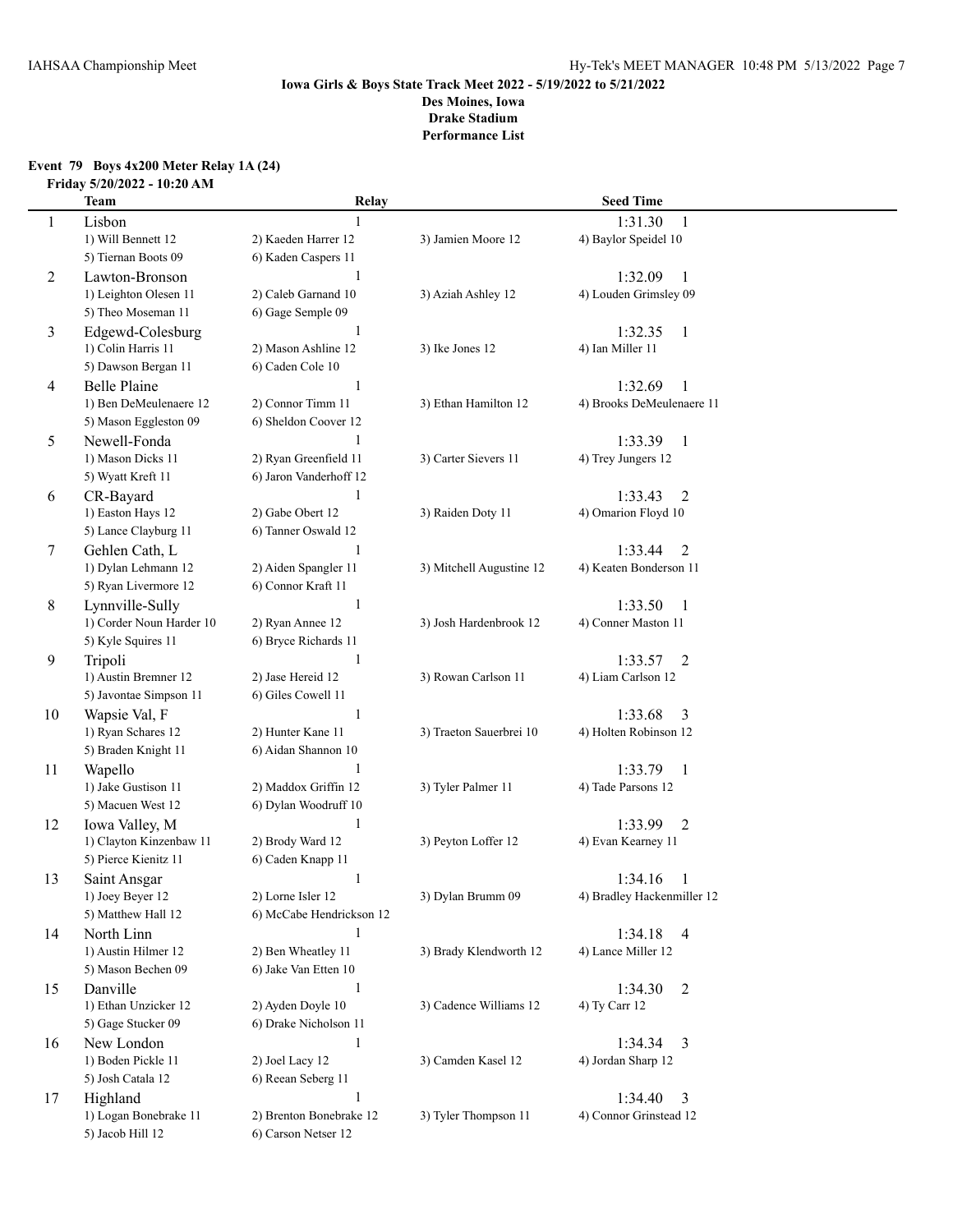### Iowa Girls & Boys State Track Meet 2022 - 5/19/2022 to 5/21/2022
**Des Moines, Iowa**
**Drake Stadium**
**Performance List**

#### Event 79 Boys 4x200 Meter Relay 1A (24)

**Friday 5/20/2022 - 10:20 AM**

| | Team | Relay | | Seed Time |
|---|---|---|---|---|
| 1 | Lisbon | 1 | | 1:31.30 1 |
| | 1) Will Bennett 12 | 2) Kaeden Harrer 12 | 3) Jamien Moore 12 | 4) Baylor Speidel 10 |
| | 5) Tiernan Boots 09 | 6) Kaden Caspers 11 | | |
| 2 | Lawton-Bronson | 1 | | 1:32.09 1 |
| | 1) Leighton Olesen 11 | 2) Caleb Garnand 10 | 3) Aziah Ashley 12 | 4) Louden Grimsley 09 |
| | 5) Theo Moseman 11 | 6) Gage Semple 09 | | |
| 3 | Edgewd-Colesburg | 1 | | 1:32.35 1 |
| | 1) Colin Harris 11 | 2) Mason Ashline 12 | 3) Ike Jones 12 | 4) Ian Miller 11 |
| | 5) Dawson Bergan 11 | 6) Caden Cole 10 | | |
| 4 | Belle Plaine | 1 | | 1:32.69 1 |
| | 1) Ben DeMeulenaere 12 | 2) Connor Timm 11 | 3) Ethan Hamilton 12 | 4) Brooks DeMeulenaere 11 |
| | 5) Mason Eggleston 09 | 6) Sheldon Coover 12 | | |
| 5 | Newell-Fonda | 1 | | 1:33.39 1 |
| | 1) Mason Dicks 11 | 2) Ryan Greenfield 11 | 3) Carter Sievers 11 | 4) Trey Jungers 12 |
| | 5) Wyatt Kreft 11 | 6) Jaron Vanderhoff 12 | | |
| 6 | CR-Bayard | 1 | | 1:33.43 2 |
| | 1) Easton Hays 12 | 2) Gabe Obert 12 | 3) Raiden Doty 11 | 4) Omarion Floyd 10 |
| | 5) Lance Clayburg 11 | 6) Tanner Oswald 12 | | |
| 7 | Gehlen Cath, L | 1 | | 1:33.44 2 |
| | 1) Dylan Lehmann 12 | 2) Aiden Spangler 11 | 3) Mitchell Augustine 12 | 4) Keaten Bonderson 11 |
| | 5) Ryan Livermore 12 | 6) Connor Kraft 11 | | |
| 8 | Lynnville-Sully | 1 | | 1:33.50 1 |
| | 1) Corder Noun Harder 10 | 2) Ryan Annee 12 | 3) Josh Hardenbrook 12 | 4) Conner Maston 11 |
| | 5) Kyle Squires 11 | 6) Bryce Richards 11 | | |
| 9 | Tripoli | 1 | | 1:33.57 2 |
| | 1) Austin Bremner 12 | 2) Jase Hereid 12 | 3) Rowan Carlson 11 | 4) Liam Carlson 12 |
| | 5) Javontae Simpson 11 | 6) Giles Cowell 11 | | |
| 10 | Wapsie Val, F | 1 | | 1:33.68 3 |
| | 1) Ryan Schares 12 | 2) Hunter Kane 11 | 3) Traeton Sauerbrei 10 | 4) Holten Robinson 12 |
| | 5) Braden Knight 11 | 6) Aidan Shannon 10 | | |
| 11 | Wapello | 1 | | 1:33.79 1 |
| | 1) Jake Gustison 11 | 2) Maddox Griffin 12 | 3) Tyler Palmer 11 | 4) Tade Parsons 12 |
| | 5) Macuen West 12 | 6) Dylan Woodruff 10 | | |
| 12 | Iowa Valley, M | 1 | | 1:33.99 2 |
| | 1) Clayton Kinzenbaw 11 | 2) Brody Ward 12 | 3) Peyton Loffer 12 | 4) Evan Kearney 11 |
| | 5) Pierce Kienitz 11 | 6) Caden Knapp 11 | | |
| 13 | Saint Ansgar | 1 | | 1:34.16 1 |
| | 1) Joey Beyer 12 | 2) Lorne Isler 12 | 3) Dylan Brumm 09 | 4) Bradley Hackenmiller 12 |
| | 5) Matthew Hall 12 | 6) McCabe Hendrickson 12 | | |
| 14 | North Linn | 1 | | 1:34.18 4 |
| | 1) Austin Hilmer 12 | 2) Ben Wheatley 11 | 3) Brady Klendworth 12 | 4) Lance Miller 12 |
| | 5) Mason Bechen 09 | 6) Jake Van Etten 10 | | |
| 15 | Danville | 1 | | 1:34.30 2 |
| | 1) Ethan Unzicker 12 | 2) Ayden Doyle 10 | 3) Cadence Williams 12 | 4) Ty Carr 12 |
| | 5) Gage Stucker 09 | 6) Drake Nicholson 11 | | |
| 16 | New London | 1 | | 1:34.34 3 |
| | 1) Boden Pickle 11 | 2) Joel Lacy 12 | 3) Camden Kasel 12 | 4) Jordan Sharp 12 |
| | 5) Josh Catala 12 | 6) Reean Seberg 11 | | |
| 17 | Highland | 1 | | 1:34.40 3 |
| | 1) Logan Bonebrake 11 | 2) Brenton Bonebrake 12 | 3) Tyler Thompson 11 | 4) Connor Grinstead 12 |
| | 5) Jacob Hill 12 | 6) Carson Netser 12 | | |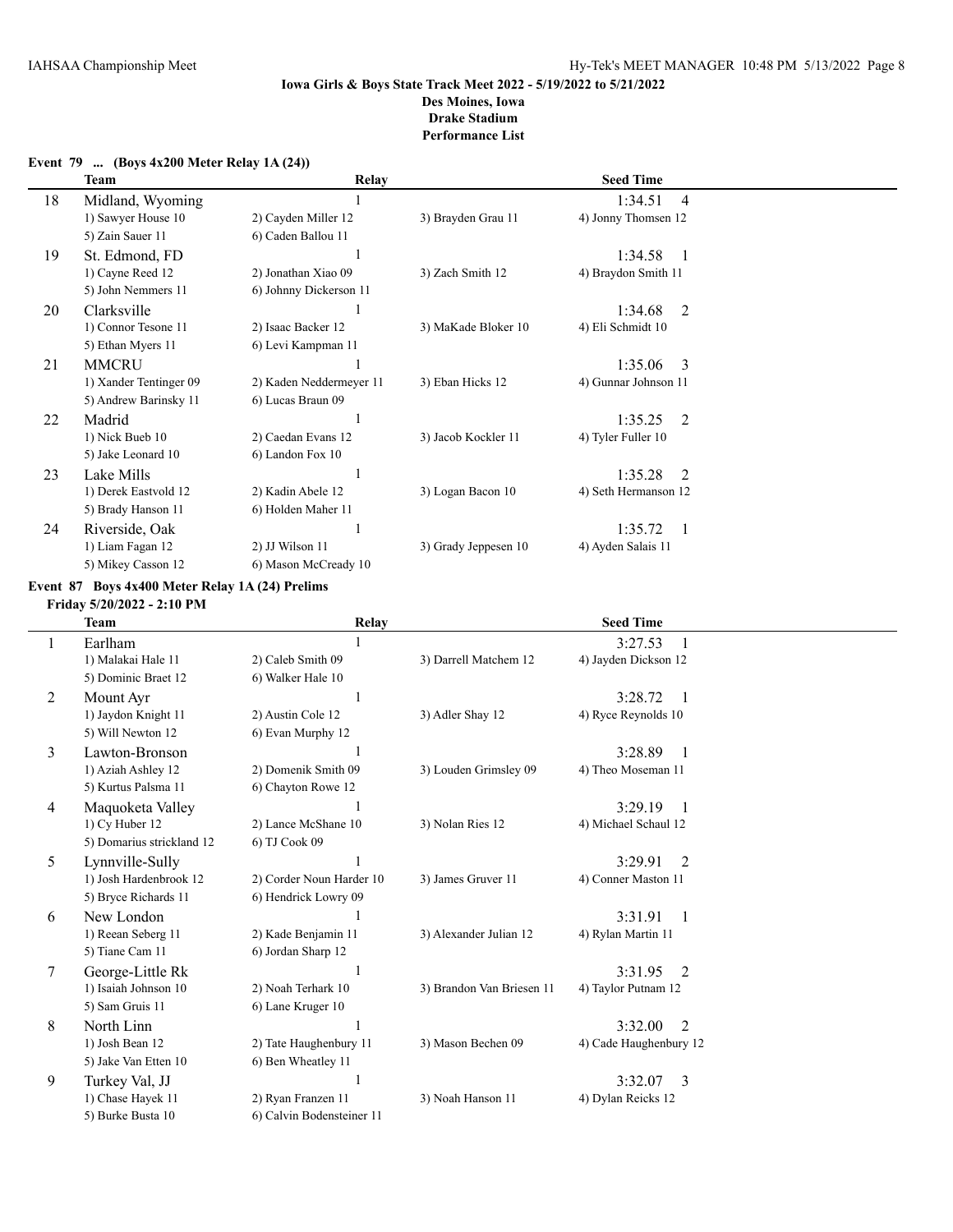**Iowa Girls & Boys State Track Meet 2022 - 5/19/2022 to 5/21/2022**
**Des Moines, Iowa**
**Drake Stadium**
**Performance List**

### Event 79 ... (Boys 4x200 Meter Relay 1A (24))

| | Team | Relay | | Seed Time |
|---|---|---|---|---|
| 18 | Midland, Wyoming | 1 | | 1:34.51 4 |
| | 1) Sawyer House 10 | 2) Cayden Miller 12 | 3) Brayden Grau 11 | 4) Jonny Thomsen 12 |
| | 5) Zain Sauer 11 | 6) Caden Ballou 11 | | |
| 19 | St. Edmond, FD | 1 | | 1:34.58 1 |
| | 1) Cayne Reed 12 | 2) Jonathan Xiao 09 | 3) Zach Smith 12 | 4) Braydon Smith 11 |
| | 5) John Nemmers 11 | 6) Johnny Dickerson 11 | | |
| 20 | Clarksville | 1 | | 1:34.68 2 |
| | 1) Connor Tesone 11 | 2) Isaac Backer 12 | 3) MaKade Bloker 10 | 4) Eli Schmidt 10 |
| | 5) Ethan Myers 11 | 6) Levi Kampman 11 | | |
| 21 | MMCRU | 1 | | 1:35.06 3 |
| | 1) Xander Tentinger 09 | 2) Kaden Neddermeyer 11 | 3) Eban Hicks 12 | 4) Gunnar Johnson 11 |
| | 5) Andrew Barinsky 11 | 6) Lucas Braun 09 | | |
| 22 | Madrid | 1 | | 1:35.25 2 |
| | 1) Nick Bueb 10 | 2) Caedan Evans 12 | 3) Jacob Kockler 11 | 4) Tyler Fuller 10 |
| | 5) Jake Leonard 10 | 6) Landon Fox 10 | | |
| 23 | Lake Mills | 1 | | 1:35.28 2 |
| | 1) Derek Eastvold 12 | 2) Kadin Abele 12 | 3) Logan Bacon 10 | 4) Seth Hermanson 12 |
| | 5) Brady Hanson 11 | 6) Holden Maher 11 | | |
| 24 | Riverside, Oak | 1 | | 1:35.72 1 |
| | 1) Liam Fagan 12 | 2) JJ Wilson 11 | 3) Grady Jeppesen 10 | 4) Ayden Salais 11 |
| | 5) Mikey Casson 12 | 6) Mason McCready 10 | | |

### Event 87 Boys 4x400 Meter Relay 1A (24) Prelims

**Friday 5/20/2022 - 2:10 PM**

| | Team | Relay | | Seed Time |
|---|---|---|---|---|
| 1 | Earlham | 1 | | 3:27.53 1 |
| | 1) Malakai Hale 11 | 2) Caleb Smith 09 | 3) Darrell Matchem 12 | 4) Jayden Dickson 12 |
| | 5) Dominic Braet 12 | 6) Walker Hale 10 | | |
| 2 | Mount Ayr | 1 | | 3:28.72 1 |
| | 1) Jaydon Knight 11 | 2) Austin Cole 12 | 3) Adler Shay 12 | 4) Ryce Reynolds 10 |
| | 5) Will Newton 12 | 6) Evan Murphy 12 | | |
| 3 | Lawton-Bronson | 1 | | 3:28.89 1 |
| | 1) Aziah Ashley 12 | 2) Domenik Smith 09 | 3) Louden Grimsley 09 | 4) Theo Moseman 11 |
| | 5) Kurtus Palsma 11 | 6) Chayton Rowe 12 | | |
| 4 | Maquoketa Valley | 1 | | 3:29.19 1 |
| | 1) Cy Huber 12 | 2) Lance McShane 10 | 3) Nolan Ries 12 | 4) Michael Schaul 12 |
| | 5) Domarius strickland 12 | 6) TJ Cook 09 | | |
| 5 | Lynnville-Sully | 1 | | 3:29.91 2 |
| | 1) Josh Hardenbrook 12 | 2) Corder Noun Harder 10 | 3) James Gruver 11 | 4) Conner Maston 11 |
| | 5) Bryce Richards 11 | 6) Hendrick Lowry 09 | | |
| 6 | New London | 1 | | 3:31.91 1 |
| | 1) Reean Seberg 11 | 2) Kade Benjamin 11 | 3) Alexander Julian 12 | 4) Rylan Martin 11 |
| | 5) Tiane Cam 11 | 6) Jordan Sharp 12 | | |
| 7 | George-Little Rk | 1 | | 3:31.95 2 |
| | 1) Isaiah Johnson 10 | 2) Noah Terhark 10 | 3) Brandon Van Briesen 11 | 4) Taylor Putnam 12 |
| | 5) Sam Gruis 11 | 6) Lane Kruger 10 | | |
| 8 | North Linn | 1 | | 3:32.00 2 |
| | 1) Josh Bean 12 | 2) Tate Haughenbury 11 | 3) Mason Bechen 09 | 4) Cade Haughenbury 12 |
| | 5) Jake Van Etten 10 | 6) Ben Wheatley 11 | | |
| 9 | Turkey Val, JJ | 1 | | 3:32.07 3 |
| | 1) Chase Hayek 11 | 2) Ryan Franzen 11 | 3) Noah Hanson 11 | 4) Dylan Reicks 12 |
| | 5) Burke Busta 10 | 6) Calvin Bodensteiner 11 | | |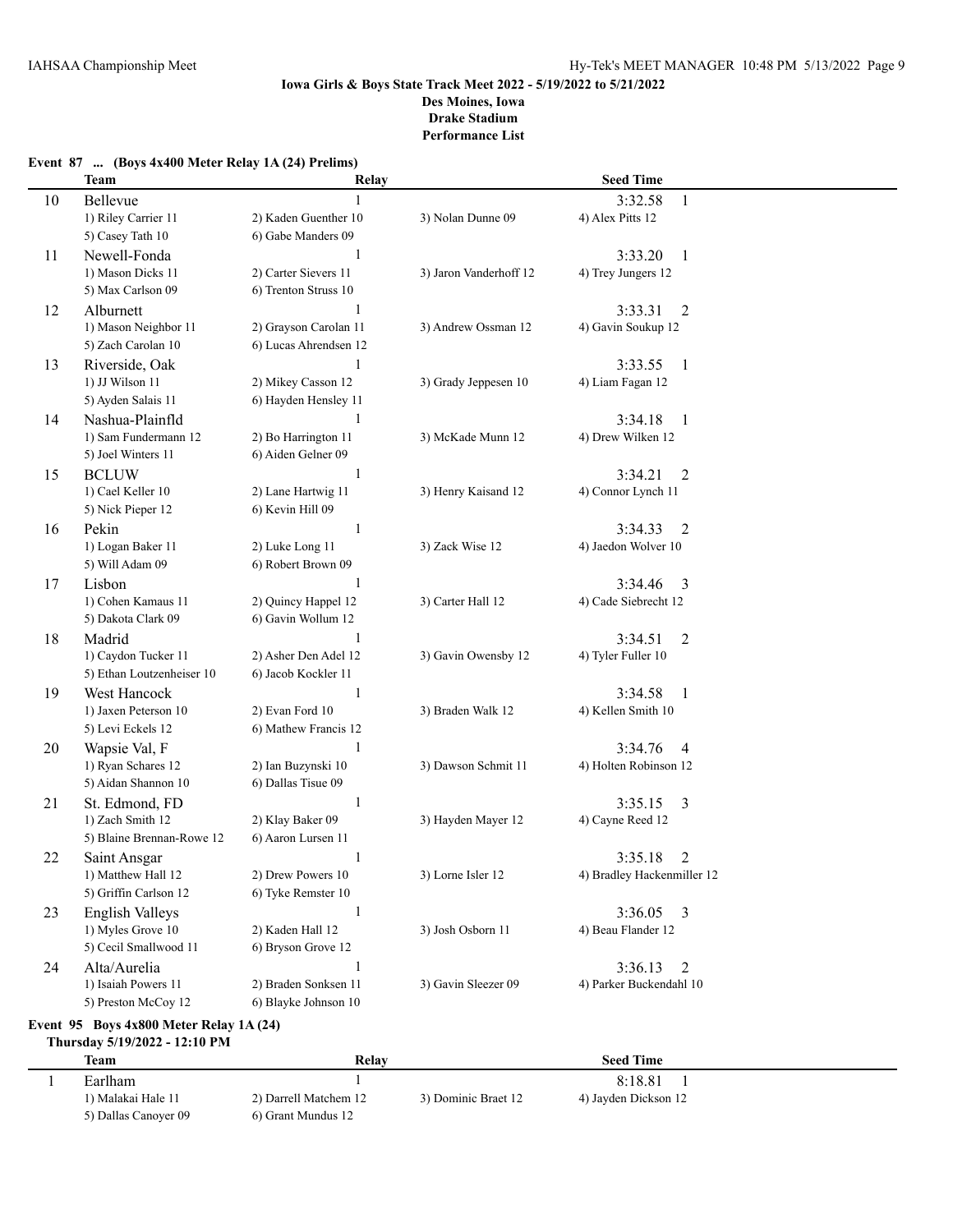## Iowa Girls & Boys State Track Meet 2022 - 5/19/2022 to 5/21/2022

**Des Moines, Iowa**
**Drake Stadium**
**Performance List**

### Event 87 ... (Boys 4x400 Meter Relay 1A (24) Prelims)

| | Team | Relay | | Seed Time |
|---|---|---|---|---|
| 10 | Bellevue | 1 | | 3:32.58 1 |
| | 1) Riley Carrier 11 | 2) Kaden Guenther 10 | 3) Nolan Dunne 09 | 4) Alex Pitts 12 |
| | 5) Casey Tath 10 | 6) Gabe Manders 09 | | |
| 11 | Newell-Fonda | 1 | | 3:33.20 1 |
| | 1) Mason Dicks 11 | 2) Carter Sievers 11 | 3) Jaron Vanderhoff 12 | 4) Trey Jungers 12 |
| | 5) Max Carlson 09 | 6) Trenton Struss 10 | | |
| 12 | Alburnett | 1 | | 3:33.31 2 |
| | 1) Mason Neighbor 11 | 2) Grayson Carolan 11 | 3) Andrew Ossman 12 | 4) Gavin Soukup 12 |
| | 5) Zach Carolan 10 | 6) Lucas Ahrendsen 12 | | |
| 13 | Riverside, Oak | 1 | | 3:33.55 1 |
| | 1) JJ Wilson 11 | 2) Mikey Casson 12 | 3) Grady Jeppesen 10 | 4) Liam Fagan 12 |
| | 5) Ayden Salais 11 | 6) Hayden Hensley 11 | | |
| 14 | Nashua-Plainfld | 1 | | 3:34.18 1 |
| | 1) Sam Fundermann 12 | 2) Bo Harrington 11 | 3) McKade Munn 12 | 4) Drew Wilken 12 |
| | 5) Joel Winters 11 | 6) Aiden Gelner 09 | | |
| 15 | BCLUW | 1 | | 3:34.21 2 |
| | 1) Cael Keller 10 | 2) Lane Hartwig 11 | 3) Henry Kaisand 12 | 4) Connor Lynch 11 |
| | 5) Nick Pieper 12 | 6) Kevin Hill 09 | | |
| 16 | Pekin | 1 | | 3:34.33 2 |
| | 1) Logan Baker 11 | 2) Luke Long 11 | 3) Zack Wise 12 | 4) Jaedon Wolver 10 |
| | 5) Will Adam 09 | 6) Robert Brown 09 | | |
| 17 | Lisbon | 1 | | 3:34.46 3 |
| | 1) Cohen Kamaus 11 | 2) Quincy Happel 12 | 3) Carter Hall 12 | 4) Cade Siebrecht 12 |
| | 5) Dakota Clark 09 | 6) Gavin Wollum 12 | | |
| 18 | Madrid | 1 | | 3:34.51 2 |
| | 1) Caydon Tucker 11 | 2) Asher Den Adel 12 | 3) Gavin Owensby 12 | 4) Tyler Fuller 10 |
| | 5) Ethan Loutzenheiser 10 | 6) Jacob Kockler 11 | | |
| 19 | West Hancock | 1 | | 3:34.58 1 |
| | 1) Jaxen Peterson 10 | 2) Evan Ford 10 | 3) Braden Walk 12 | 4) Kellen Smith 10 |
| | 5) Levi Eckels 12 | 6) Mathew Francis 12 | | |
| 20 | Wapsie Val, F | 1 | | 3:34.76 4 |
| | 1) Ryan Schares 12 | 2) Ian Buzynski 10 | 3) Dawson Schmit 11 | 4) Holten Robinson 12 |
| | 5) Aidan Shannon 10 | 6) Dallas Tisue 09 | | |
| 21 | St. Edmond, FD | 1 | | 3:35.15 3 |
| | 1) Zach Smith 12 | 2) Klay Baker 09 | 3) Hayden Mayer 12 | 4) Cayne Reed 12 |
| | 5) Blaine Brennan-Rowe 12 | 6) Aaron Lursen 11 | | |
| 22 | Saint Ansgar | 1 | | 3:35.18 2 |
| | 1) Matthew Hall 12 | 2) Drew Powers 10 | 3) Lorne Isler 12 | 4) Bradley Hackenmiller 12 |
| | 5) Griffin Carlson 12 | 6) Tyke Remster 10 | | |
| 23 | English Valleys | 1 | | 3:36.05 3 |
| | 1) Myles Grove 10 | 2) Kaden Hall 12 | 3) Josh Osborn 11 | 4) Beau Flander 12 |
| | 5) Cecil Smallwood 11 | 6) Bryson Grove 12 | | |
| 24 | Alta/Aurelia | 1 | | 3:36.13 2 |
| | 1) Isaiah Powers 11 | 2) Braden Sonksen 11 | 3) Gavin Sleezer 09 | 4) Parker Buckendahl 10 |
| | 5) Preston McCoy 12 | 6) Blayke Johnson 10 | | |

### Event 95 Boys 4x800 Meter Relay 1A (24)

**Thursday 5/19/2022 - 12:10 PM**

| | Team | Relay | | Seed Time |
|---|---|---|---|---|
| 1 | Earlham | 1 | | 8:18.81 1 |
| | 1) Malakai Hale 11 | 2) Darrell Matchem 12 | 3) Dominic Braet 12 | 4) Jayden Dickson 12 |
| | 5) Dallas Canoyer 09 | 6) Grant Mundus 12 | | |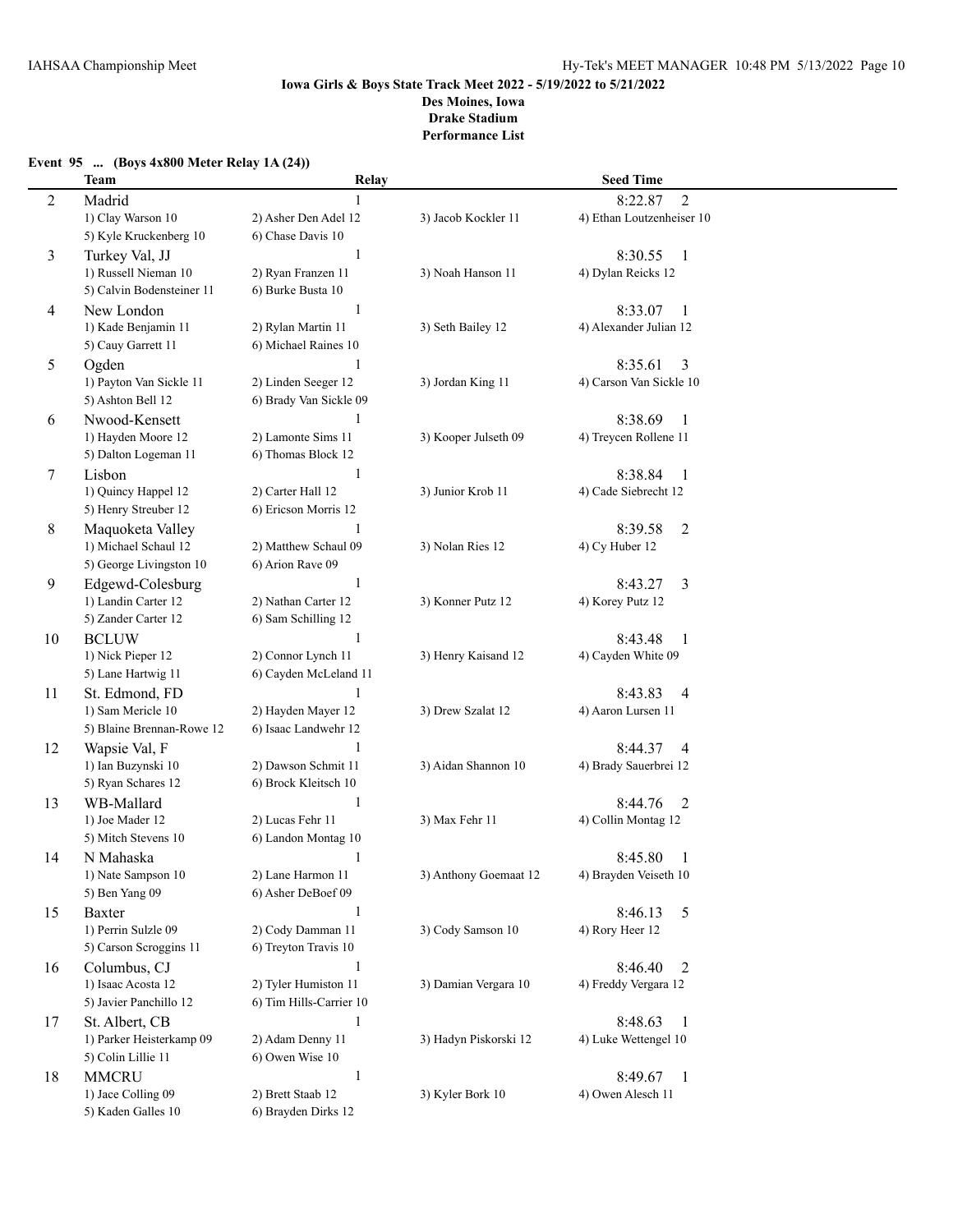**Iowa Girls & Boys State Track Meet 2022 - 5/19/2022 to 5/21/2022**
**Des Moines, Iowa**
**Drake Stadium**
**Performance List**

**Event 95 ... (Boys 4x800 Meter Relay 1A (24))**

| | Team | Relay | | Seed Time |
|---|---|---|---|---|
| 2 | Madrid | 1 | | 8:22.87 2 |
| | 1) Clay Warson 10 | 2) Asher Den Adel 12 | 3) Jacob Kockler 11 | 4) Ethan Loutzenheiser 10 |
| | 5) Kyle Kruckenberg 10 | 6) Chase Davis 10 | | |
| 3 | Turkey Val, JJ | 1 | | 8:30.55 1 |
| | 1) Russell Nieman 10 | 2) Ryan Franzen 11 | 3) Noah Hanson 11 | 4) Dylan Reicks 12 |
| | 5) Calvin Bodensteiner 11 | 6) Burke Busta 10 | | |
| 4 | New London | 1 | | 8:33.07 1 |
| | 1) Kade Benjamin 11 | 2) Rylan Martin 11 | 3) Seth Bailey 12 | 4) Alexander Julian 12 |
| | 5) Cauy Garrett 11 | 6) Michael Raines 10 | | |
| 5 | Ogden | 1 | | 8:35.61 3 |
| | 1) Payton Van Sickle 11 | 2) Linden Seeger 12 | 3) Jordan King 11 | 4) Carson Van Sickle 10 |
| | 5) Ashton Bell 12 | 6) Brady Van Sickle 09 | | |
| 6 | Nwood-Kensett | 1 | | 8:38.69 1 |
| | 1) Hayden Moore 12 | 2) Lamonte Sims 11 | 3) Kooper Julseth 09 | 4) Treycen Rollene 11 |
| | 5) Dalton Logeman 11 | 6) Thomas Block 12 | | |
| 7 | Lisbon | 1 | | 8:38.84 1 |
| | 1) Quincy Happel 12 | 2) Carter Hall 12 | 3) Junior Krob 11 | 4) Cade Siebrecht 12 |
| | 5) Henry Streuber 12 | 6) Ericson Morris 12 | | |
| 8 | Maquoketa Valley | 1 | | 8:39.58 2 |
| | 1) Michael Schaul 12 | 2) Matthew Schaul 09 | 3) Nolan Ries 12 | 4) Cy Huber 12 |
| | 5) George Livingston 10 | 6) Arion Rave 09 | | |
| 9 | Edgewd-Colesburg | 1 | | 8:43.27 3 |
| | 1) Landin Carter 12 | 2) Nathan Carter 12 | 3) Konner Putz 12 | 4) Korey Putz 12 |
| | 5) Zander Carter 12 | 6) Sam Schilling 12 | | |
| 10 | BCLUW | 1 | | 8:43.48 1 |
| | 1) Nick Pieper 12 | 2) Connor Lynch 11 | 3) Henry Kaisand 12 | 4) Cayden White 09 |
| | 5) Lane Hartwig 11 | 6) Cayden McLeland 11 | | |
| 11 | St. Edmond, FD | 1 | | 8:43.83 4 |
| | 1) Sam Mericle 10 | 2) Hayden Mayer 12 | 3) Drew Szalat 12 | 4) Aaron Lursen 11 |
| | 5) Blaine Brennan-Rowe 12 | 6) Isaac Landwehr 12 | | |
| 12 | Wapsie Val, F | 1 | | 8:44.37 4 |
| | 1) Ian Buzynski 10 | 2) Dawson Schmit 11 | 3) Aidan Shannon 10 | 4) Brady Sauerbrei 12 |
| | 5) Ryan Schares 12 | 6) Brock Kleitsch 10 | | |
| 13 | WB-Mallard | 1 | | 8:44.76 2 |
| | 1) Joe Mader 12 | 2) Lucas Fehr 11 | 3) Max Fehr 11 | 4) Collin Montag 12 |
| | 5) Mitch Stevens 10 | 6) Landon Montag 10 | | |
| 14 | N Mahaska | 1 | | 8:45.80 1 |
| | 1) Nate Sampson 10 | 2) Lane Harmon 11 | 3) Anthony Goemaat 12 | 4) Brayden Veiseth 10 |
| | 5) Ben Yang 09 | 6) Asher DeBoef 09 | | |
| 15 | Baxter | 1 | | 8:46.13 5 |
| | 1) Perrin Sulzle 09 | 2) Cody Damman 11 | 3) Cody Samson 10 | 4) Rory Heer 12 |
| | 5) Carson Scroggins 11 | 6) Treyton Travis 10 | | |
| 16 | Columbus, CJ | 1 | | 8:46.40 2 |
| | 1) Isaac Acosta 12 | 2) Tyler Humiston 11 | 3) Damian Vergara 10 | 4) Freddy Vergara 12 |
| | 5) Javier Panchillo 12 | 6) Tim Hills-Carrier 10 | | |
| 17 | St. Albert, CB | 1 | | 8:48.63 1 |
| | 1) Parker Heisterkamp 09 | 2) Adam Denny 11 | 3) Hadyn Piskorski 12 | 4) Luke Wettengel 10 |
| | 5) Colin Lillie 11 | 6) Owen Wise 10 | | |
| 18 | MMCRU | 1 | | 8:49.67 1 |
| | 1) Jace Colling 09 | 2) Brett Staab 12 | 3) Kyler Bork 10 | 4) Owen Alesch 11 |
| | 5) Kaden Galles 10 | 6) Brayden Dirks 12 | | |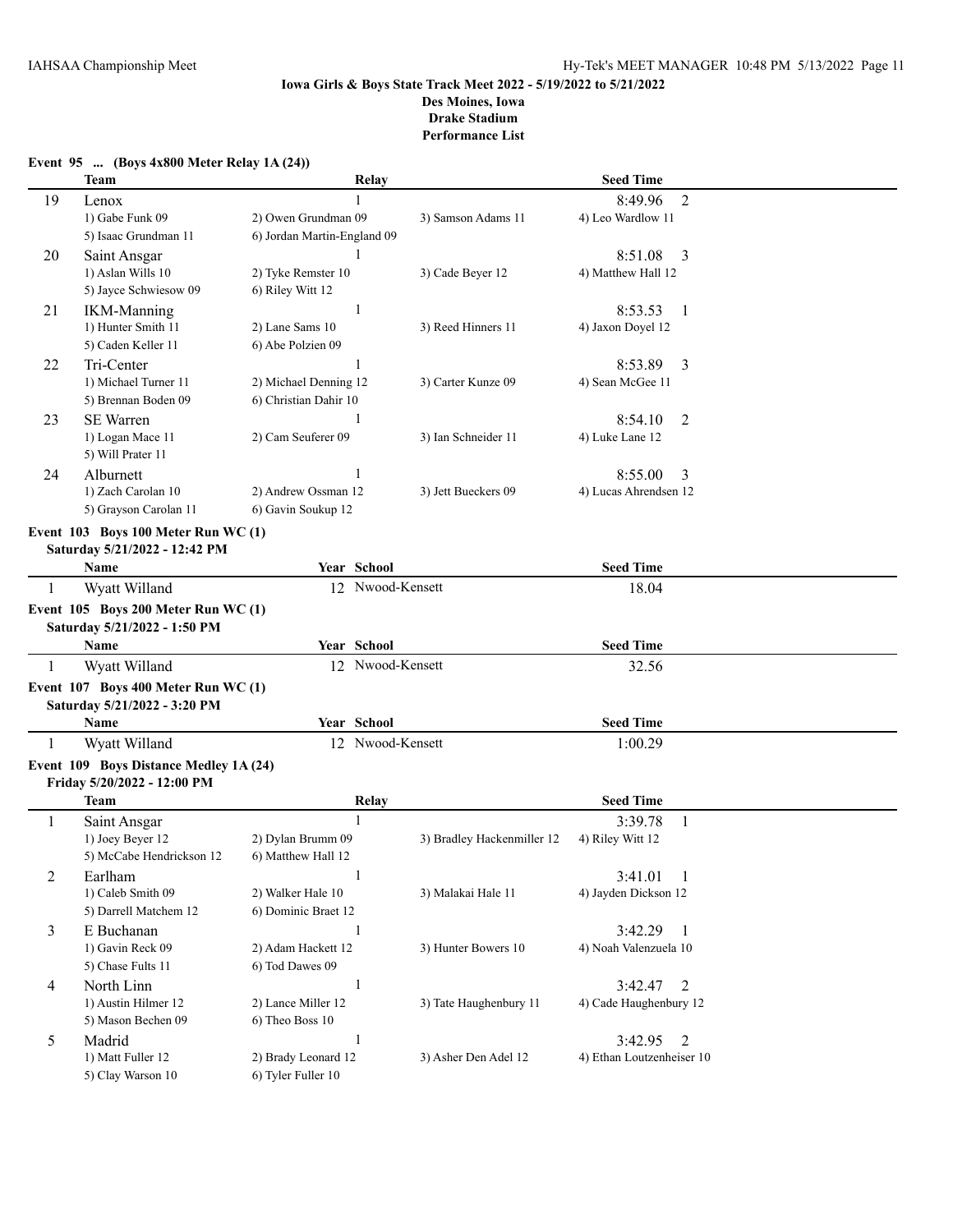**Iowa Girls & Boys State Track Meet 2022 - 5/19/2022 to 5/21/2022**
**Des Moines, Iowa**
**Drake Stadium**
**Performance List**

### Event 95 ... (Boys 4x800 Meter Relay 1A (24))

| | Team | Relay | | Seed Time |
|---|---|---|---|---|
| 19 | Lenox | 1 | | 8:49.96 2 |
| | 1) Gabe Funk 09 | 2) Owen Grundman 09 | 3) Samson Adams 11 | 4) Leo Wardlow 11 |
| | 5) Isaac Grundman 11 | 6) Jordan Martin-England 09 | | |
| 20 | Saint Ansgar | 1 | | 8:51.08 3 |
| | 1) Aslan Wills 10 | 2) Tyke Remster 10 | 3) Cade Beyer 12 | 4) Matthew Hall 12 |
| | 5) Jayce Schwiesow 09 | 6) Riley Witt 12 | | |
| 21 | IKM-Manning | 1 | | 8:53.53 1 |
| | 1) Hunter Smith 11 | 2) Lane Sams 10 | 3) Reed Hinners 11 | 4) Jaxon Doyel 12 |
| | 5) Caden Keller 11 | 6) Abe Polzien 09 | | |
| 22 | Tri-Center | 1 | | 8:53.89 3 |
| | 1) Michael Turner 11 | 2) Michael Denning 12 | 3) Carter Kunze 09 | 4) Sean McGee 11 |
| | 5) Brennan Boden 09 | 6) Christian Dahir 10 | | |
| 23 | SE Warren | 1 | | 8:54.10 2 |
| | 1) Logan Mace 11 | 2) Cam Seuferer 09 | 3) Ian Schneider 11 | 4) Luke Lane 12 |
| | 5) Will Prater 11 | | | |
| 24 | Alburnett | 1 | | 8:55.00 3 |
| | 1) Zach Carolan 10 | 2) Andrew Ossman 12 | 3) Jett Bueckers 09 | 4) Lucas Ahrendsen 12 |
| | 5) Grayson Carolan 11 | 6) Gavin Soukup 12 | | |

### Event 103 Boys 100 Meter Run WC (1)
**Saturday 5/21/2022 - 12:42 PM**

| | Name | Year | School | Seed Time |
|---|---|---|---|---|
| 1 | Wyatt Willand | 12 | Nwood-Kensett | 18.04 |

### Event 105 Boys 200 Meter Run WC (1)
**Saturday 5/21/2022 - 1:50 PM**

| | Name | Year | School | Seed Time |
|---|---|---|---|---|
| 1 | Wyatt Willand | 12 | Nwood-Kensett | 32.56 |

### Event 107 Boys 400 Meter Run WC (1)
**Saturday 5/21/2022 - 3:20 PM**

| | Name | Year | School | Seed Time |
|---|---|---|---|---|
| 1 | Wyatt Willand | 12 | Nwood-Kensett | 1:00.29 |

### Event 109 Boys Distance Medley 1A (24)
**Friday 5/20/2022 - 12:00 PM**

| | Team | Relay | | Seed Time |
|---|---|---|---|---|
| 1 | Saint Ansgar | 1 | | 3:39.78 1 |
| | 1) Joey Beyer 12 | 2) Dylan Brumm 09 | 3) Bradley Hackenmiller 12 | 4) Riley Witt 12 |
| | 5) McCabe Hendrickson 12 | 6) Matthew Hall 12 | | |
| 2 | Earlham | 1 | | 3:41.01 1 |
| | 1) Caleb Smith 09 | 2) Walker Hale 10 | 3) Malakai Hale 11 | 4) Jayden Dickson 12 |
| | 5) Darrell Matchem 12 | 6) Dominic Braet 12 | | |
| 3 | E Buchanan | 1 | | 3:42.29 1 |
| | 1) Gavin Reck 09 | 2) Adam Hackett 12 | 3) Hunter Bowers 10 | 4) Noah Valenzuela 10 |
| | 5) Chase Fults 11 | 6) Tod Dawes 09 | | |
| 4 | North Linn | 1 | | 3:42.47 2 |
| | 1) Austin Hilmer 12 | 2) Lance Miller 12 | 3) Tate Haughenbury 11 | 4) Cade Haughenbury 12 |
| | 5) Mason Bechen 09 | 6) Theo Boss 10 | | |
| 5 | Madrid | 1 | | 3:42.95 2 |
| | 1) Matt Fuller 12 | 2) Brady Leonard 12 | 3) Asher Den Adel 12 | 4) Ethan Loutzenheiser 10 |
| | 5) Clay Warson 10 | 6) Tyler Fuller 10 | | |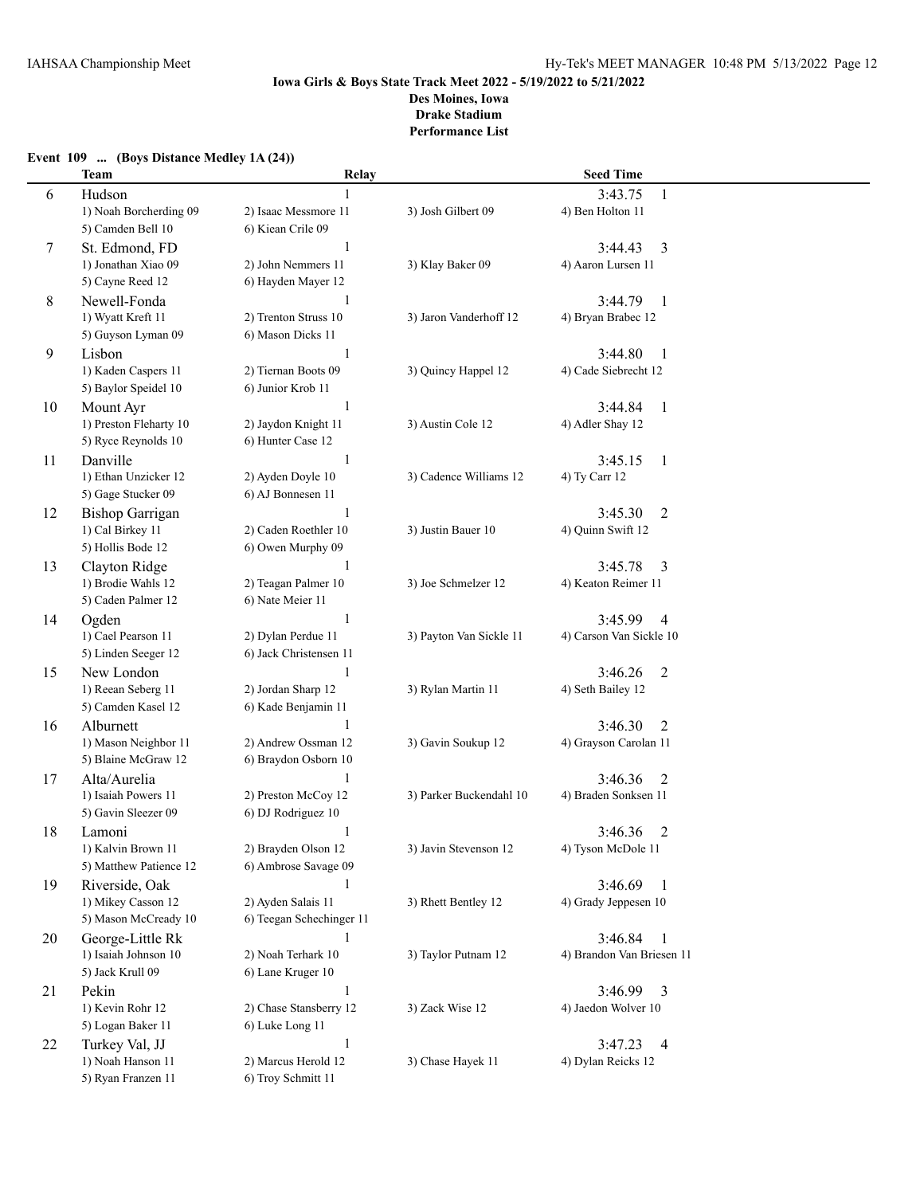**Iowa Girls & Boys State Track Meet 2022 - 5/19/2022 to 5/21/2022**
**Des Moines, Iowa**
**Drake Stadium**
**Performance List**

**Event 109 ... (Boys Distance Medley 1A (24))**

| | Team | Relay | | Seed Time |
|---|---|---|---|---|
| 6 | Hudson | 1 | | 3:43.75 1 |
| | 1) Noah Borcherding 09 | 2) Isaac Messmore 11 | 3) Josh Gilbert 09 | 4) Ben Holton 11 |
| | 5) Camden Bell 10 | 6) Kiean Crile 09 | | |
| 7 | St. Edmond, FD | 1 | | 3:44.43 3 |
| | 1) Jonathan Xiao 09 | 2) John Nemmers 11 | 3) Klay Baker 09 | 4) Aaron Lursen 11 |
| | 5) Cayne Reed 12 | 6) Hayden Mayer 12 | | |
| 8 | Newell-Fonda | 1 | | 3:44.79 1 |
| | 1) Wyatt Kreft 11 | 2) Trenton Struss 10 | 3) Jaron Vanderhoff 12 | 4) Bryan Brabec 12 |
| | 5) Guyson Lyman 09 | 6) Mason Dicks 11 | | |
| 9 | Lisbon | 1 | | 3:44.80 1 |
| | 1) Kaden Caspers 11 | 2) Tiernan Boots 09 | 3) Quincy Happel 12 | 4) Cade Siebrecht 12 |
| | 5) Baylor Speidel 10 | 6) Junior Krob 11 | | |
| 10 | Mount Ayr | 1 | | 3:44.84 1 |
| | 1) Preston Fleharty 10 | 2) Jaydon Knight 11 | 3) Austin Cole 12 | 4) Adler Shay 12 |
| | 5) Ryce Reynolds 10 | 6) Hunter Case 12 | | |
| 11 | Danville | 1 | | 3:45.15 1 |
| | 1) Ethan Unzicker 12 | 2) Ayden Doyle 10 | 3) Cadence Williams 12 | 4) Ty Carr 12 |
| | 5) Gage Stucker 09 | 6) AJ Bonnesen 11 | | |
| 12 | Bishop Garrigan | 1 | | 3:45.30 2 |
| | 1) Cal Birkey 11 | 2) Caden Roethler 10 | 3) Justin Bauer 10 | 4) Quinn Swift 12 |
| | 5) Hollis Bode 12 | 6) Owen Murphy 09 | | |
| 13 | Clayton Ridge | 1 | | 3:45.78 3 |
| | 1) Brodie Wahls 12 | 2) Teagan Palmer 10 | 3) Joe Schmelzer 12 | 4) Keaton Reimer 11 |
| | 5) Caden Palmer 12 | 6) Nate Meier 11 | | |
| 14 | Ogden | 1 | | 3:45.99 4 |
| | 1) Cael Pearson 11 | 2) Dylan Perdue 11 | 3) Payton Van Sickle 11 | 4) Carson Van Sickle 10 |
| | 5) Linden Seeger 12 | 6) Jack Christensen 11 | | |
| 15 | New London | 1 | | 3:46.26 2 |
| | 1) Reean Seberg 11 | 2) Jordan Sharp 12 | 3) Rylan Martin 11 | 4) Seth Bailey 12 |
| | 5) Camden Kasel 12 | 6) Kade Benjamin 11 | | |
| 16 | Alburnett | 1 | | 3:46.30 2 |
| | 1) Mason Neighbor 11 | 2) Andrew Ossman 12 | 3) Gavin Soukup 12 | 4) Grayson Carolan 11 |
| | 5) Blaine McGraw 12 | 6) Braydon Osborn 10 | | |
| 17 | Alta/Aurelia | 1 | | 3:46.36 2 |
| | 1) Isaiah Powers 11 | 2) Preston McCoy 12 | 3) Parker Buckendahl 10 | 4) Braden Sonksen 11 |
| | 5) Gavin Sleezer 09 | 6) DJ Rodriguez 10 | | |
| 18 | Lamoni | 1 | | 3:46.36 2 |
| | 1) Kalvin Brown 11 | 2) Brayden Olson 12 | 3) Javin Stevenson 12 | 4) Tyson McDole 11 |
| | 5) Matthew Patience 12 | 6) Ambrose Savage 09 | | |
| 19 | Riverside, Oak | 1 | | 3:46.69 1 |
| | 1) Mikey Casson 12 | 2) Ayden Salais 11 | 3) Rhett Bentley 12 | 4) Grady Jeppesen 10 |
| | 5) Mason McCready 10 | 6) Teegan Schechinger 11 | | |
| 20 | George-Little Rk | 1 | | 3:46.84 1 |
| | 1) Isaiah Johnson 10 | 2) Noah Terhark 10 | 3) Taylor Putnam 12 | 4) Brandon Van Briesen 11 |
| | 5) Jack Krull 09 | 6) Lane Kruger 10 | | |
| 21 | Pekin | 1 | | 3:46.99 3 |
| | 1) Kevin Rohr 12 | 2) Chase Stansberry 12 | 3) Zack Wise 12 | 4) Jaedon Wolver 10 |
| | 5) Logan Baker 11 | 6) Luke Long 11 | | |
| 22 | Turkey Val, JJ | 1 | | 3:47.23 4 |
| | 1) Noah Hanson 11 | 2) Marcus Herold 12 | 3) Chase Hayek 11 | 4) Dylan Reicks 12 |
| | 5) Ryan Franzen 11 | 6) Troy Schmitt 11 | | |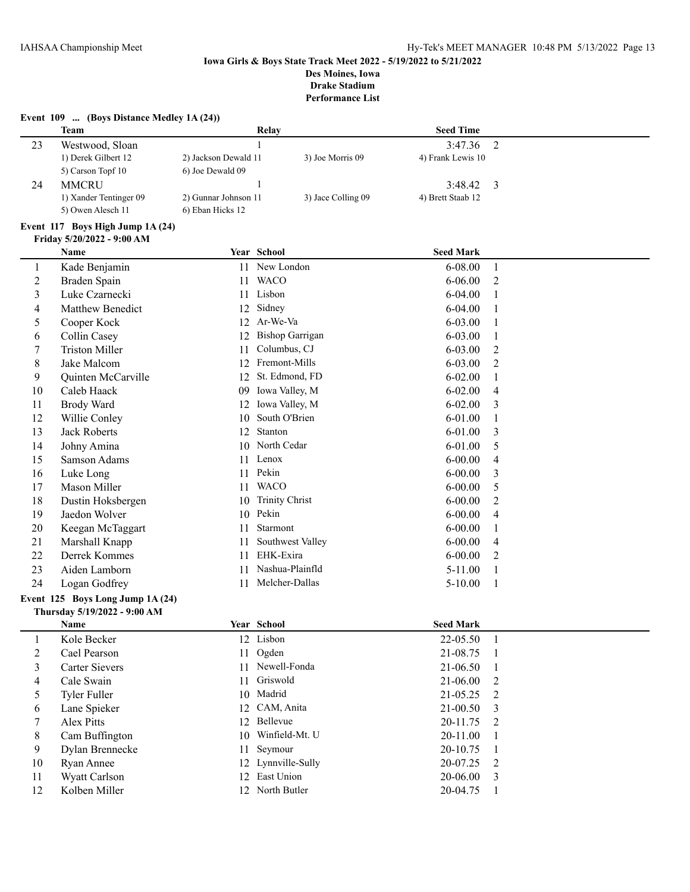**Iowa Girls & Boys State Track Meet 2022 - 5/19/2022 to 5/21/2022**
**Des Moines, Iowa**
**Drake Stadium**
**Performance List**

**Event 109 ... (Boys Distance Medley 1A (24))**

| | Team | Relay | | Seed Time | |
|---|---|---|---|---|---|
| 23 | Westwood, Sloan | 1 | | 3:47.36 | 2 |
| | 1) Derek Gilbert 12 | 2) Jackson Dewald 11 | 3) Joe Morris 09 | 4) Frank Lewis 10 | |
| | 5) Carson Topf 10 | 6) Joe Dewald 09 | | | |
| 24 | MMCRU | 1 | | 3:48.42 | 3 |
| | 1) Xander Tentinger 09 | 2) Gunnar Johnson 11 | 3) Jace Colling 09 | 4) Brett Staab 12 | |
| | 5) Owen Alesch 11 | 6) Eban Hicks 12 | | | |

**Event 117 Boys High Jump 1A (24)**
**Friday 5/20/2022 - 9:00 AM**

| | Name | Year | School | Seed Mark | |
|---|---|---|---|---|---|
| 1 | Kade Benjamin | 11 | New London | 6-08.00 | 1 |
| 2 | Braden Spain | 11 | WACO | 6-06.00 | 2 |
| 3 | Luke Czarnecki | 11 | Lisbon | 6-04.00 | 1 |
| 4 | Matthew Benedict | 12 | Sidney | 6-04.00 | 1 |
| 5 | Cooper Kock | 12 | Ar-We-Va | 6-03.00 | 1 |
| 6 | Collin Casey | 12 | Bishop Garrigan | 6-03.00 | 1 |
| 7 | Triston Miller | 11 | Columbus, CJ | 6-03.00 | 2 |
| 8 | Jake Malcom | 12 | Fremont-Mills | 6-03.00 | 2 |
| 9 | Quinten McCarville | 12 | St. Edmond, FD | 6-02.00 | 1 |
| 10 | Caleb Haack | 09 | Iowa Valley, M | 6-02.00 | 4 |
| 11 | Brody Ward | 12 | Iowa Valley, M | 6-02.00 | 3 |
| 12 | Willie Conley | 10 | South O'Brien | 6-01.00 | 1 |
| 13 | Jack Roberts | 12 | Stanton | 6-01.00 | 3 |
| 14 | Johny Amina | 10 | North Cedar | 6-01.00 | 5 |
| 15 | Samson Adams | 11 | Lenox | 6-00.00 | 4 |
| 16 | Luke Long | 11 | Pekin | 6-00.00 | 3 |
| 17 | Mason Miller | 11 | WACO | 6-00.00 | 5 |
| 18 | Dustin Hoksbergen | 10 | Trinity Christ | 6-00.00 | 2 |
| 19 | Jaedon Wolver | 10 | Pekin | 6-00.00 | 4 |
| 20 | Keegan McTaggart | 11 | Starmont | 6-00.00 | 1 |
| 21 | Marshall Knapp | 11 | Southwest Valley | 6-00.00 | 4 |
| 22 | Derrek Kommes | 11 | EHK-Exira | 6-00.00 | 2 |
| 23 | Aiden Lamborn | 11 | Nashua-Plainfld | 5-11.00 | 1 |
| 24 | Logan Godfrey | 11 | Melcher-Dallas | 5-10.00 | 1 |

**Event 125 Boys Long Jump 1A (24)**
**Thursday 5/19/2022 - 9:00 AM**

| | Name | Year | School | Seed Mark | |
|---|---|---|---|---|---|
| 1 | Kole Becker | 12 | Lisbon | 22-05.50 | 1 |
| 2 | Cael Pearson | 11 | Ogden | 21-08.75 | 1 |
| 3 | Carter Sievers | 11 | Newell-Fonda | 21-06.50 | 1 |
| 4 | Cale Swain | 11 | Griswold | 21-06.00 | 2 |
| 5 | Tyler Fuller | 10 | Madrid | 21-05.25 | 2 |
| 6 | Lane Spieker | 12 | CAM, Anita | 21-00.50 | 3 |
| 7 | Alex Pitts | 12 | Bellevue | 20-11.75 | 2 |
| 8 | Cam Buffington | 10 | Winfield-Mt. U | 20-11.00 | 1 |
| 9 | Dylan Brennecke | 11 | Seymour | 20-10.75 | 1 |
| 10 | Ryan Annee | 12 | Lynnville-Sully | 20-07.25 | 2 |
| 11 | Wyatt Carlson | 12 | East Union | 20-06.00 | 3 |
| 12 | Kolben Miller | 12 | North Butler | 20-04.75 | 1 |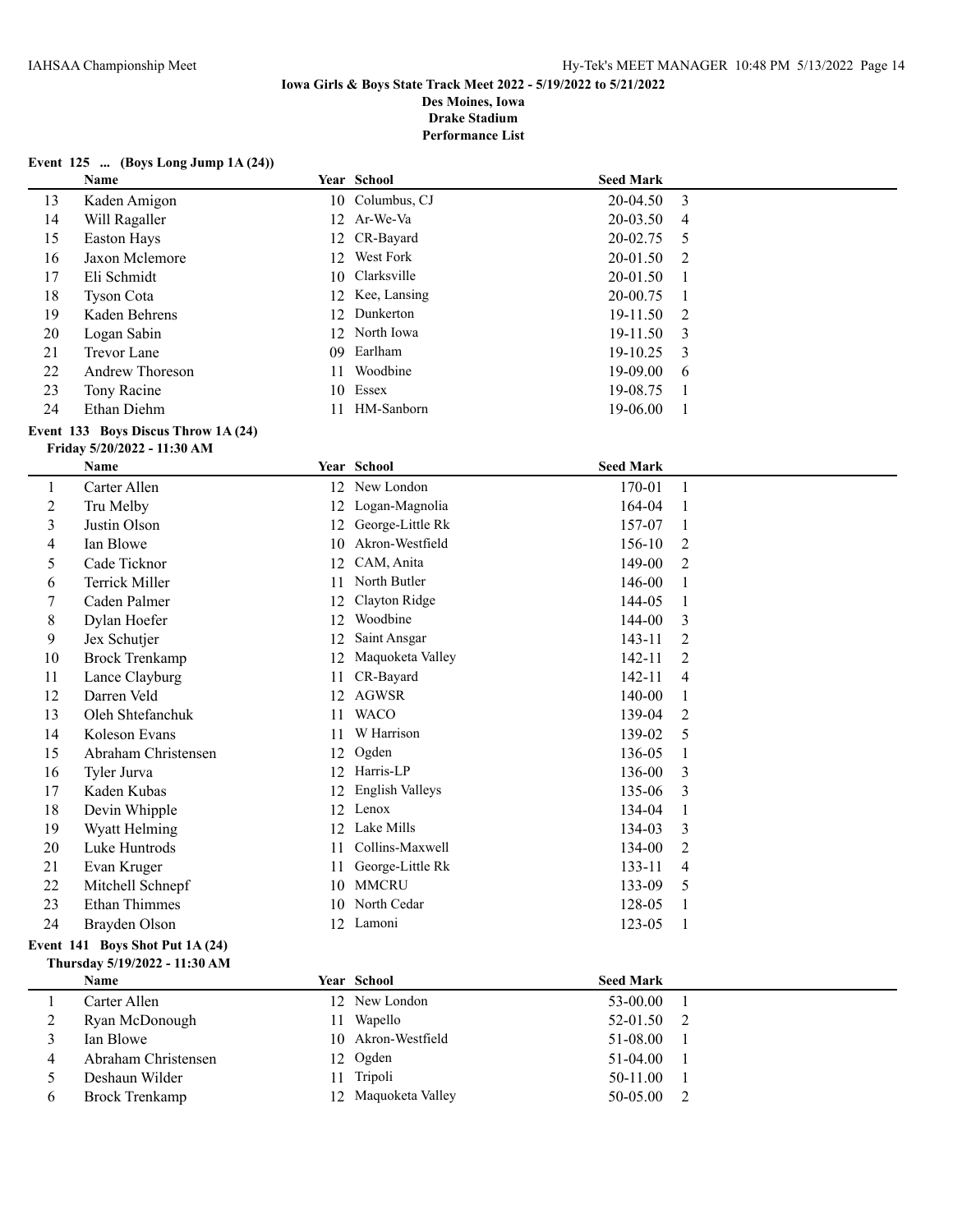**Iowa Girls & Boys State Track Meet 2022 - 5/19/2022 to 5/21/2022**
**Des Moines, Iowa**
**Drake Stadium**
**Performance List**

### Event 125 ... (Boys Long Jump 1A (24))

| | Name | Year | School | Seed Mark | |
|---|---|---|---|---|---|
| 13 | Kaden Amigon | 10 | Columbus, CJ | 20-04.50 | 3 |
| 14 | Will Ragaller | 12 | Ar-We-Va | 20-03.50 | 4 |
| 15 | Easton Hays | 12 | CR-Bayard | 20-02.75 | 5 |
| 16 | Jaxon Mclemore | 12 | West Fork | 20-01.50 | 2 |
| 17 | Eli Schmidt | 10 | Clarksville | 20-01.50 | 1 |
| 18 | Tyson Cota | 12 | Kee, Lansing | 20-00.75 | 1 |
| 19 | Kaden Behrens | 12 | Dunkerton | 19-11.50 | 2 |
| 20 | Logan Sabin | 12 | North Iowa | 19-11.50 | 3 |
| 21 | Trevor Lane | 09 | Earlham | 19-10.25 | 3 |
| 22 | Andrew Thoreson | 11 | Woodbine | 19-09.00 | 6 |
| 23 | Tony Racine | 10 | Essex | 19-08.75 | 1 |
| 24 | Ethan Diehm | 11 | HM-Sanborn | 19-06.00 | 1 |

### Event 133 Boys Discus Throw 1A (24)

**Friday 5/20/2022 - 11:30 AM**

| | Name | Year | School | Seed Mark | |
|---|---|---|---|---|---|
| 1 | Carter Allen | 12 | New London | 170-01 | 1 |
| 2 | Tru Melby | 12 | Logan-Magnolia | 164-04 | 1 |
| 3 | Justin Olson | 12 | George-Little Rk | 157-07 | 1 |
| 4 | Ian Blowe | 10 | Akron-Westfield | 156-10 | 2 |
| 5 | Cade Ticknor | 12 | CAM, Anita | 149-00 | 2 |
| 6 | Terrick Miller | 11 | North Butler | 146-00 | 1 |
| 7 | Caden Palmer | 12 | Clayton Ridge | 144-05 | 1 |
| 8 | Dylan Hoefer | 12 | Woodbine | 144-00 | 3 |
| 9 | Jex Schutjer | 12 | Saint Ansgar | 143-11 | 2 |
| 10 | Brock Trenkamp | 12 | Maquoketa Valley | 142-11 | 2 |
| 11 | Lance Clayburg | 11 | CR-Bayard | 142-11 | 4 |
| 12 | Darren Veld | 12 | AGWSR | 140-00 | 1 |
| 13 | Oleh Shtefanchuk | 11 | WACO | 139-04 | 2 |
| 14 | Koleson Evans | 11 | W Harrison | 139-02 | 5 |
| 15 | Abraham Christensen | 12 | Ogden | 136-05 | 1 |
| 16 | Tyler Jurva | 12 | Harris-LP | 136-00 | 3 |
| 17 | Kaden Kubas | 12 | English Valleys | 135-06 | 3 |
| 18 | Devin Whipple | 12 | Lenox | 134-04 | 1 |
| 19 | Wyatt Helming | 12 | Lake Mills | 134-03 | 3 |
| 20 | Luke Huntrods | 11 | Collins-Maxwell | 134-00 | 2 |
| 21 | Evan Kruger | 11 | George-Little Rk | 133-11 | 4 |
| 22 | Mitchell Schnepf | 10 | MMCRU | 133-09 | 5 |
| 23 | Ethan Thimmes | 10 | North Cedar | 128-05 | 1 |
| 24 | Brayden Olson | 12 | Lamoni | 123-05 | 1 |

### Event 141 Boys Shot Put 1A (24)

**Thursday 5/19/2022 - 11:30 AM**

| | Name | Year | School | Seed Mark | |
|---|---|---|---|---|---|
| 1 | Carter Allen | 12 | New London | 53-00.00 | 1 |
| 2 | Ryan McDonough | 11 | Wapello | 52-01.50 | 2 |
| 3 | Ian Blowe | 10 | Akron-Westfield | 51-08.00 | 1 |
| 4 | Abraham Christensen | 12 | Ogden | 51-04.00 | 1 |
| 5 | Deshaun Wilder | 11 | Tripoli | 50-11.00 | 1 |
| 6 | Brock Trenkamp | 12 | Maquoketa Valley | 50-05.00 | 2 |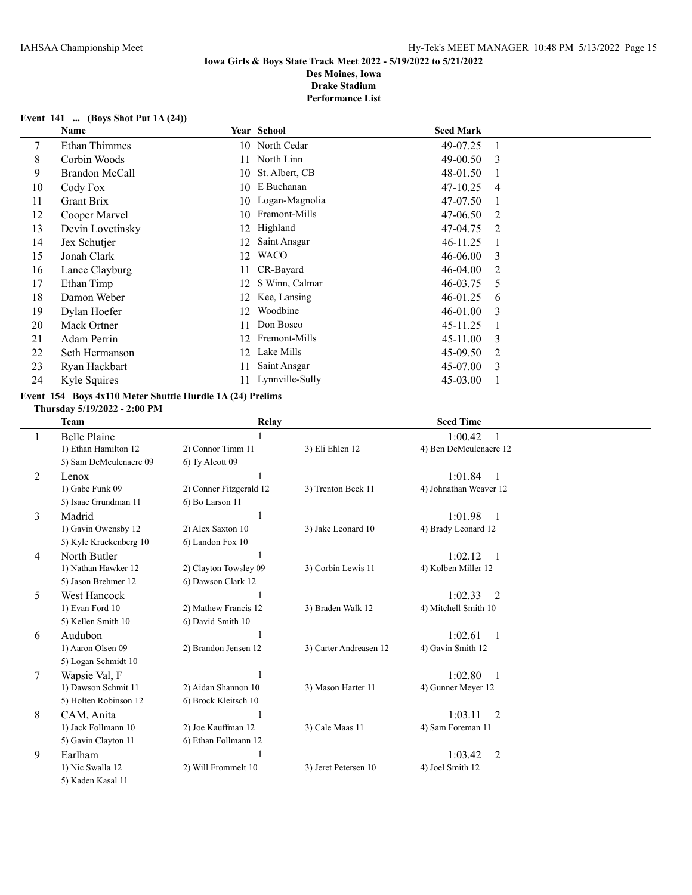**Iowa Girls & Boys State Track Meet 2022 - 5/19/2022 to 5/21/2022**
**Des Moines, Iowa**
**Drake Stadium**
**Performance List**

### Event 141 ... (Boys Shot Put 1A (24))

| | Name | Year | School | Seed Mark | |
|---|---|---|---|---|---|
| 7 | Ethan Thimmes | 10 | North Cedar | 49-07.25 | 1 |
| 8 | Corbin Woods | 11 | North Linn | 49-00.50 | 3 |
| 9 | Brandon McCall | 10 | St. Albert, CB | 48-01.50 | 1 |
| 10 | Cody Fox | 10 | E Buchanan | 47-10.25 | 4 |
| 11 | Grant Brix | 10 | Logan-Magnolia | 47-07.50 | 1 |
| 12 | Cooper Marvel | 10 | Fremont-Mills | 47-06.50 | 2 |
| 13 | Devin Lovetinsky | 12 | Highland | 47-04.75 | 2 |
| 14 | Jex Schutjer | 12 | Saint Ansgar | 46-11.25 | 1 |
| 15 | Jonah Clark | 12 | WACO | 46-06.00 | 3 |
| 16 | Lance Clayburg | 11 | CR-Bayard | 46-04.00 | 2 |
| 17 | Ethan Timp | 12 | S Winn, Calmar | 46-03.75 | 5 |
| 18 | Damon Weber | 12 | Kee, Lansing | 46-01.25 | 6 |
| 19 | Dylan Hoefer | 12 | Woodbine | 46-01.00 | 3 |
| 20 | Mack Ortner | 11 | Don Bosco | 45-11.25 | 1 |
| 21 | Adam Perrin | 12 | Fremont-Mills | 45-11.00 | 3 |
| 22 | Seth Hermanson | 12 | Lake Mills | 45-09.50 | 2 |
| 23 | Ryan Hackbart | 11 | Saint Ansgar | 45-07.00 | 3 |
| 24 | Kyle Squires | 11 | Lynnville-Sully | 45-03.00 | 1 |

### Event 154 Boys 4x110 Meter Shuttle Hurdle 1A (24) Prelims

**Thursday 5/19/2022 - 2:00 PM**

| | Team | Relay | | Seed Time | |
|---|---|---|---|---|---|
| 1 | Belle Plaine | 1 | | 1:00.42 | 1 |
| | 1) Ethan Hamilton 12 | 2) Connor Timm 11 | 3) Eli Ehlen 12 | 4) Ben DeMeulenaere 12 | |
| | 5) Sam DeMeulenaere 09 | 6) Ty Alcott 09 | | | |
| 2 | Lenox | 1 | | 1:01.84 | 1 |
| | 1) Gabe Funk 09 | 2) Conner Fitzgerald 12 | 3) Trenton Beck 11 | 4) Johnathan Weaver 12 | |
| | 5) Isaac Grundman 11 | 6) Bo Larson 11 | | | |
| 3 | Madrid | 1 | | 1:01.98 | 1 |
| | 1) Gavin Owensby 12 | 2) Alex Saxton 10 | 3) Jake Leonard 10 | 4) Brady Leonard 12 | |
| | 5) Kyle Kruckenberg 10 | 6) Landon Fox 10 | | | |
| 4 | North Butler | 1 | | 1:02.12 | 1 |
| | 1) Nathan Hawker 12 | 2) Clayton Towsley 09 | 3) Corbin Lewis 11 | 4) Kolben Miller 12 | |
| | 5) Jason Brehmer 12 | 6) Dawson Clark 12 | | | |
| 5 | West Hancock | 1 | | 1:02.33 | 2 |
| | 1) Evan Ford 10 | 2) Mathew Francis 12 | 3) Braden Walk 12 | 4) Mitchell Smith 10 | |
| | 5) Kellen Smith 10 | 6) David Smith 10 | | | |
| 6 | Audubon | 1 | | 1:02.61 | 1 |
| | 1) Aaron Olsen 09 | 2) Brandon Jensen 12 | 3) Carter Andreasen 12 | 4) Gavin Smith 12 | |
| | 5) Logan Schmidt 10 | | | | |
| 7 | Wapsie Val, F | 1 | | 1:02.80 | 1 |
| | 1) Dawson Schmit 11 | 2) Aidan Shannon 10 | 3) Mason Harter 11 | 4) Gunner Meyer 12 | |
| | 5) Holten Robinson 12 | 6) Brock Kleitsch 10 | | | |
| 8 | CAM, Anita | 1 | | 1:03.11 | 2 |
| | 1) Jack Follmann 10 | 2) Joe Kauffman 12 | 3) Cale Maas 11 | 4) Sam Foreman 11 | |
| | 5) Gavin Clayton 11 | 6) Ethan Follmann 12 | | | |
| 9 | Earlham | 1 | | 1:03.42 | 2 |
| | 1) Nic Swalla 12 | 2) Will Frommelt 10 | 3) Jeret Petersen 10 | 4) Joel Smith 12 | |
| | 5) Kaden Kasal 11 | | | | |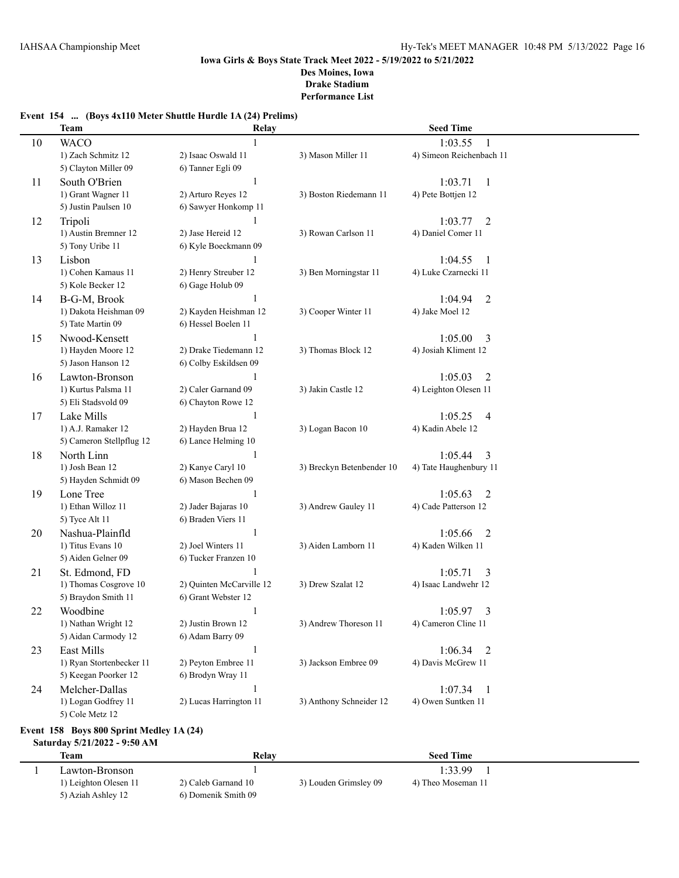**Iowa Girls & Boys State Track Meet 2022 - 5/19/2022 to 5/21/2022**
**Des Moines, Iowa**
**Drake Stadium**
**Performance List**

### Event 154 ... (Boys 4x110 Meter Shuttle Hurdle 1A (24) Prelims)

| | Team | Relay | | Seed Time |
|---|---|---|---|---|
| 10 | WACO | 1 | | 1:03.55 1 |
| | 1) Zach Schmitz 12 | 2) Isaac Oswald 11 | 3) Mason Miller 11 | 4) Simeon Reichenbach 11 |
| | 5) Clayton Miller 09 | 6) Tanner Egli 09 | | |
| 11 | South O'Brien | 1 | | 1:03.71 1 |
| | 1) Grant Wagner 11 | 2) Arturo Reyes 12 | 3) Boston Riedemann 11 | 4) Pete Bottjen 12 |
| | 5) Justin Paulsen 10 | 6) Sawyer Honkomp 11 | | |
| 12 | Tripoli | 1 | | 1:03.77 2 |
| | 1) Austin Bremner 12 | 2) Jase Hereid 12 | 3) Rowan Carlson 11 | 4) Daniel Comer 11 |
| | 5) Tony Uribe 11 | 6) Kyle Boeckmann 09 | | |
| 13 | Lisbon | 1 | | 1:04.55 1 |
| | 1) Cohen Kamaus 11 | 2) Henry Streuber 12 | 3) Ben Morningstar 11 | 4) Luke Czarnecki 11 |
| | 5) Kole Becker 12 | 6) Gage Holub 09 | | |
| 14 | B-G-M, Brook | 1 | | 1:04.94 2 |
| | 1) Dakota Heishman 09 | 2) Kayden Heishman 12 | 3) Cooper Winter 11 | 4) Jake Moel 12 |
| | 5) Tate Martin 09 | 6) Hessel Boelen 11 | | |
| 15 | Nwood-Kensett | 1 | | 1:05.00 3 |
| | 1) Hayden Moore 12 | 2) Drake Tiedemann 12 | 3) Thomas Block 12 | 4) Josiah Kliment 12 |
| | 5) Jason Hanson 12 | 6) Colby Eskildsen 09 | | |
| 16 | Lawton-Bronson | 1 | | 1:05.03 2 |
| | 1) Kurtus Palsma 11 | 2) Caler Garnand 09 | 3) Jakin Castle 12 | 4) Leighton Olesen 11 |
| | 5) Eli Stadsvold 09 | 6) Chayton Rowe 12 | | |
| 17 | Lake Mills | 1 | | 1:05.25 4 |
| | 1) A.J. Ramaker 12 | 2) Hayden Brua 12 | 3) Logan Bacon 10 | 4) Kadin Abele 12 |
| | 5) Cameron Stellpflug 12 | 6) Lance Helming 10 | | |
| 18 | North Linn | 1 | | 1:05.44 3 |
| | 1) Josh Bean 12 | 2) Kanye Caryl 10 | 3) Breckyn Betenbender 10 | 4) Tate Haughenbury 11 |
| | 5) Hayden Schmidt 09 | 6) Mason Bechen 09 | | |
| 19 | Lone Tree | 1 | | 1:05.63 2 |
| | 1) Ethan Willoz 11 | 2) Jader Bajaras 10 | 3) Andrew Gauley 11 | 4) Cade Patterson 12 |
| | 5) Tyce Alt 11 | 6) Braden Viers 11 | | |
| 20 | Nashua-Plainfld | 1 | | 1:05.66 2 |
| | 1) Titus Evans 10 | 2) Joel Winters 11 | 3) Aiden Lamborn 11 | 4) Kaden Wilken 11 |
| | 5) Aiden Gelner 09 | 6) Tucker Franzen 10 | | |
| 21 | St. Edmond, FD | 1 | | 1:05.71 3 |
| | 1) Thomas Cosgrove 10 | 2) Quinten McCarville 12 | 3) Drew Szalat 12 | 4) Isaac Landwehr 12 |
| | 5) Braydon Smith 11 | 6) Grant Webster 12 | | |
| 22 | Woodbine | 1 | | 1:05.97 3 |
| | 1) Nathan Wright 12 | 2) Justin Brown 12 | 3) Andrew Thoreson 11 | 4) Cameron Cline 11 |
| | 5) Aidan Carmody 12 | 6) Adam Barry 09 | | |
| 23 | East Mills | 1 | | 1:06.34 2 |
| | 1) Ryan Stortenbecker 11 | 2) Peyton Embree 11 | 3) Jackson Embree 09 | 4) Davis McGrew 11 |
| | 5) Keegan Poorker 12 | 6) Brodyn Wray 11 | | |
| 24 | Melcher-Dallas | 1 | | 1:07.34 1 |
| | 1) Logan Godfrey 11 | 2) Lucas Harrington 11 | 3) Anthony Schneider 12 | 4) Owen Suntken 11 |
| | 5) Cole Metz 12 | | | |

### Event 158 Boys 800 Sprint Medley 1A (24)

**Saturday 5/21/2022 - 9:50 AM**

| | Team | Relay | | Seed Time |
|---|---|---|---|---|
| 1 | Lawton-Bronson | 1 | | 1:33.99 1 |
| | 1) Leighton Olesen 11 | 2) Caleb Garnand 10 | 3) Louden Grimsley 09 | 4) Theo Moseman 11 |
| | 5) Aziah Ashley 12 | 6) Domenik Smith 09 | | |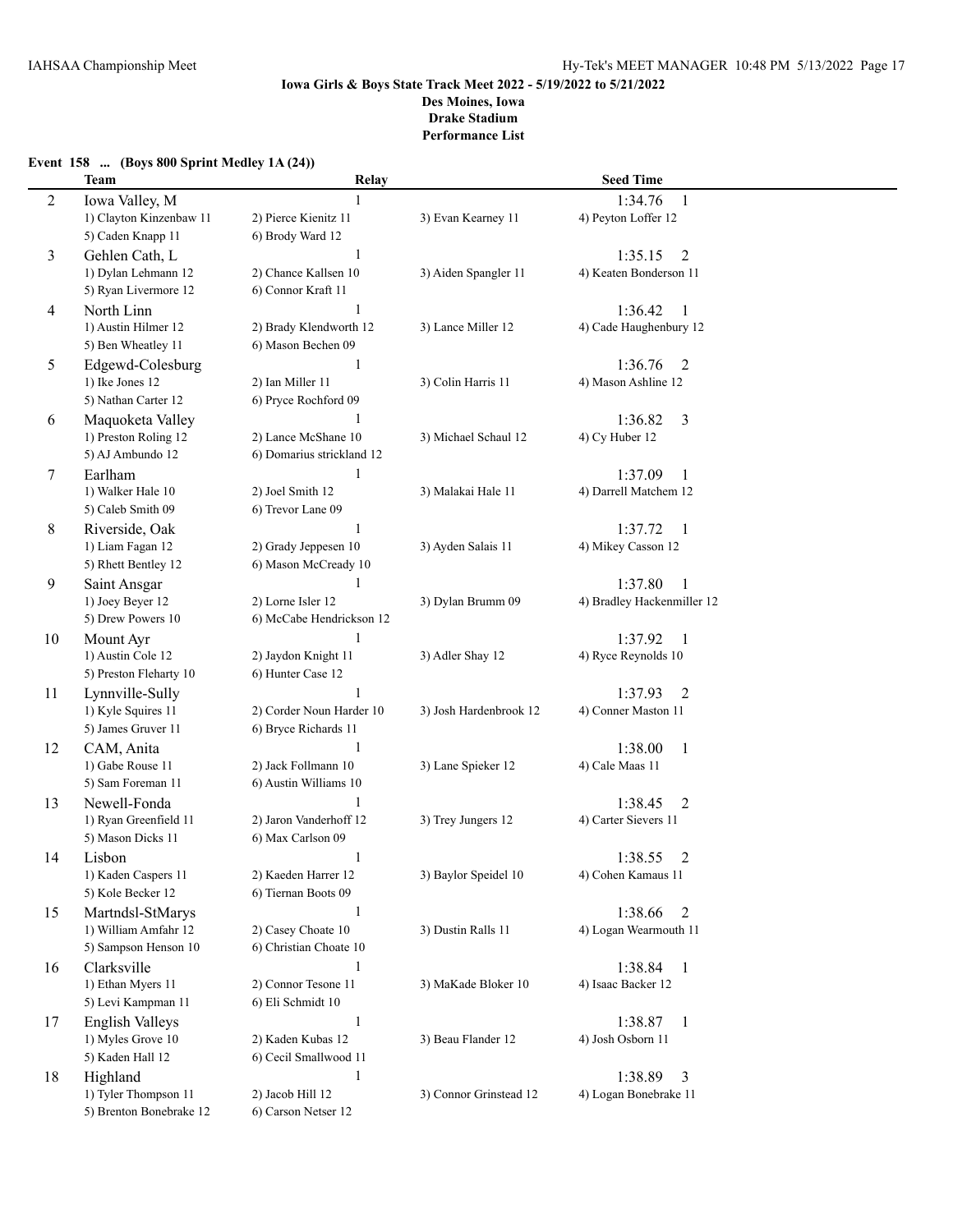**Iowa Girls & Boys State Track Meet 2022 - 5/19/2022 to 5/21/2022**
**Des Moines, Iowa**
**Drake Stadium**
**Performance List**

### Event 158 ... (Boys 800 Sprint Medley 1A (24))

| | Team | Relay | | Seed Time |
|---|---|---|---|---|
| 2 | Iowa Valley, M | 1 | | 1:34.76 1 |
| | 1) Clayton Kinzenbaw 11 | 2) Pierce Kienitz 11 | 3) Evan Kearney 11 | 4) Peyton Loffer 12 |
| | 5) Caden Knapp 11 | 6) Brody Ward 12 | | |
| 3 | Gehlen Cath, L | 1 | | 1:35.15 2 |
| | 1) Dylan Lehmann 12 | 2) Chance Kallsen 10 | 3) Aiden Spangler 11 | 4) Keaten Bonderson 11 |
| | 5) Ryan Livermore 12 | 6) Connor Kraft 11 | | |
| 4 | North Linn | 1 | | 1:36.42 1 |
| | 1) Austin Hilmer 12 | 2) Brady Klendworth 12 | 3) Lance Miller 12 | 4) Cade Haughenbury 12 |
| | 5) Ben Wheatley 11 | 6) Mason Bechen 09 | | |
| 5 | Edgewd-Colesburg | 1 | | 1:36.76 2 |
| | 1) Ike Jones 12 | 2) Ian Miller 11 | 3) Colin Harris 11 | 4) Mason Ashline 12 |
| | 5) Nathan Carter 12 | 6) Pryce Rochford 09 | | |
| 6 | Maquoketa Valley | 1 | | 1:36.82 3 |
| | 1) Preston Roling 12 | 2) Lance McShane 10 | 3) Michael Schaul 12 | 4) Cy Huber 12 |
| | 5) AJ Ambundo 12 | 6) Domarius strickland 12 | | |
| 7 | Earlham | 1 | | 1:37.09 1 |
| | 1) Walker Hale 10 | 2) Joel Smith 12 | 3) Malakai Hale 11 | 4) Darrell Matchem 12 |
| | 5) Caleb Smith 09 | 6) Trevor Lane 09 | | |
| 8 | Riverside, Oak | 1 | | 1:37.72 1 |
| | 1) Liam Fagan 12 | 2) Grady Jeppesen 10 | 3) Ayden Salais 11 | 4) Mikey Casson 12 |
| | 5) Rhett Bentley 12 | 6) Mason McCready 10 | | |
| 9 | Saint Ansgar | 1 | | 1:37.80 1 |
| | 1) Joey Beyer 12 | 2) Lorne Isler 12 | 3) Dylan Brumm 09 | 4) Bradley Hackenmiller 12 |
| | 5) Drew Powers 10 | 6) McCabe Hendrickson 12 | | |
| 10 | Mount Ayr | 1 | | 1:37.92 1 |
| | 1) Austin Cole 12 | 2) Jaydon Knight 11 | 3) Adler Shay 12 | 4) Ryce Reynolds 10 |
| | 5) Preston Fleharty 10 | 6) Hunter Case 12 | | |
| 11 | Lynnville-Sully | 1 | | 1:37.93 2 |
| | 1) Kyle Squires 11 | 2) Corder Noun Harder 10 | 3) Josh Hardenbrook 12 | 4) Conner Maston 11 |
| | 5) James Gruver 11 | 6) Bryce Richards 11 | | |
| 12 | CAM, Anita | 1 | | 1:38.00 1 |
| | 1) Gabe Rouse 11 | 2) Jack Follmann 10 | 3) Lane Spieker 12 | 4) Cale Maas 11 |
| | 5) Sam Foreman 11 | 6) Austin Williams 10 | | |
| 13 | Newell-Fonda | 1 | | 1:38.45 2 |
| | 1) Ryan Greenfield 11 | 2) Jaron Vanderhoff 12 | 3) Trey Jungers 12 | 4) Carter Sievers 11 |
| | 5) Mason Dicks 11 | 6) Max Carlson 09 | | |
| 14 | Lisbon | 1 | | 1:38.55 2 |
| | 1) Kaden Caspers 11 | 2) Kaeden Harrer 12 | 3) Baylor Speidel 10 | 4) Cohen Kamaus 11 |
| | 5) Kole Becker 12 | 6) Tiernan Boots 09 | | |
| 15 | Martndsl-StMarys | 1 | | 1:38.66 2 |
| | 1) William Amfahr 12 | 2) Casey Choate 10 | 3) Dustin Ralls 11 | 4) Logan Wearmouth 11 |
| | 5) Sampson Henson 10 | 6) Christian Choate 10 | | |
| 16 | Clarksville | 1 | | 1:38.84 1 |
| | 1) Ethan Myers 11 | 2) Connor Tesone 11 | 3) MaKade Bloker 10 | 4) Isaac Backer 12 |
| | 5) Levi Kampman 11 | 6) Eli Schmidt 10 | | |
| 17 | English Valleys | 1 | | 1:38.87 1 |
| | 1) Myles Grove 10 | 2) Kaden Kubas 12 | 3) Beau Flander 12 | 4) Josh Osborn 11 |
| | 5) Kaden Hall 12 | 6) Cecil Smallwood 11 | | |
| 18 | Highland | 1 | | 1:38.89 3 |
| | 1) Tyler Thompson 11 | 2) Jacob Hill 12 | 3) Connor Grinstead 12 | 4) Logan Bonebrake 11 |
| | 5) Brenton Bonebrake 12 | 6) Carson Netser 12 | | |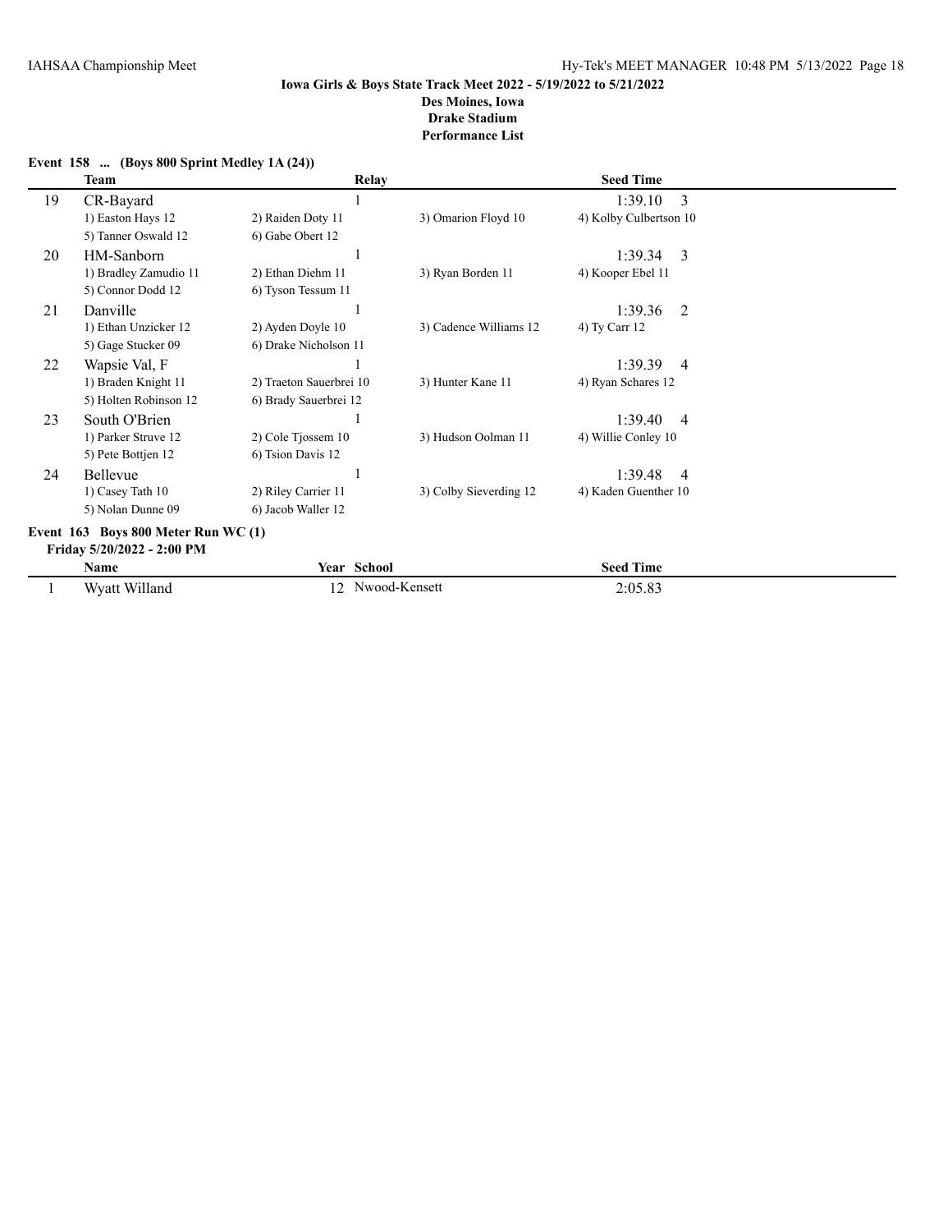### Event 158 ... (Boys 800 Sprint Medley 1A (24))

| | Team | Relay | | Seed Time |
|---|---|---|---|---|
| 19 | CR-Bayard | 1 | | 1:39.10 3 |
| | 1) Easton Hays 12 | 2) Raiden Doty 11 | 3) Omarion Floyd 10 | 4) Kolby Culbertson 10 |
| | 5) Tanner Oswald 12 | 6) Gabe Obert 12 | | |
| 20 | HM-Sanborn | 1 | | 1:39.34 3 |
| | 1) Bradley Zamudio 11 | 2) Ethan Diehm 11 | 3) Ryan Borden 11 | 4) Kooper Ebel 11 |
| | 5) Connor Dodd 12 | 6) Tyson Tessum 11 | | |
| 21 | Danville | 1 | | 1:39.36 2 |
| | 1) Ethan Unzicker 12 | 2) Ayden Doyle 10 | 3) Cadence Williams 12 | 4) Ty Carr 12 |
| | 5) Gage Stucker 09 | 6) Drake Nicholson 11 | | |
| 22 | Wapsie Val, F | 1 | | 1:39.39 4 |
| | 1) Braden Knight 11 | 2) Traeton Sauerbrei 10 | 3) Hunter Kane 11 | 4) Ryan Schares 12 |
| | 5) Holten Robinson 12 | 6) Brady Sauerbrei 12 | | |
| 23 | South O'Brien | 1 | | 1:39.40 4 |
| | 1) Parker Struve 12 | 2) Cole Tjossem 10 | 3) Hudson Oolman 11 | 4) Willie Conley 10 |
| | 5) Pete Bottjen 12 | 6) Tsion Davis 12 | | |
| 24 | Bellevue | 1 | | 1:39.48 4 |
| | 1) Casey Tath 10 | 2) Riley Carrier 11 | 3) Colby Sieverding 12 | 4) Kaden Guenther 10 |
| | 5) Nolan Dunne 09 | 6) Jacob Waller 12 | | |

### Event 163 Boys 800 Meter Run WC (1)

**Friday 5/20/2022 - 2:00 PM**

| | Name | Year | School | Seed Time |
|---|---|---|---|---|
| 1 | Wyatt Willand | 12 | Nwood-Kensett | 2:05.83 |